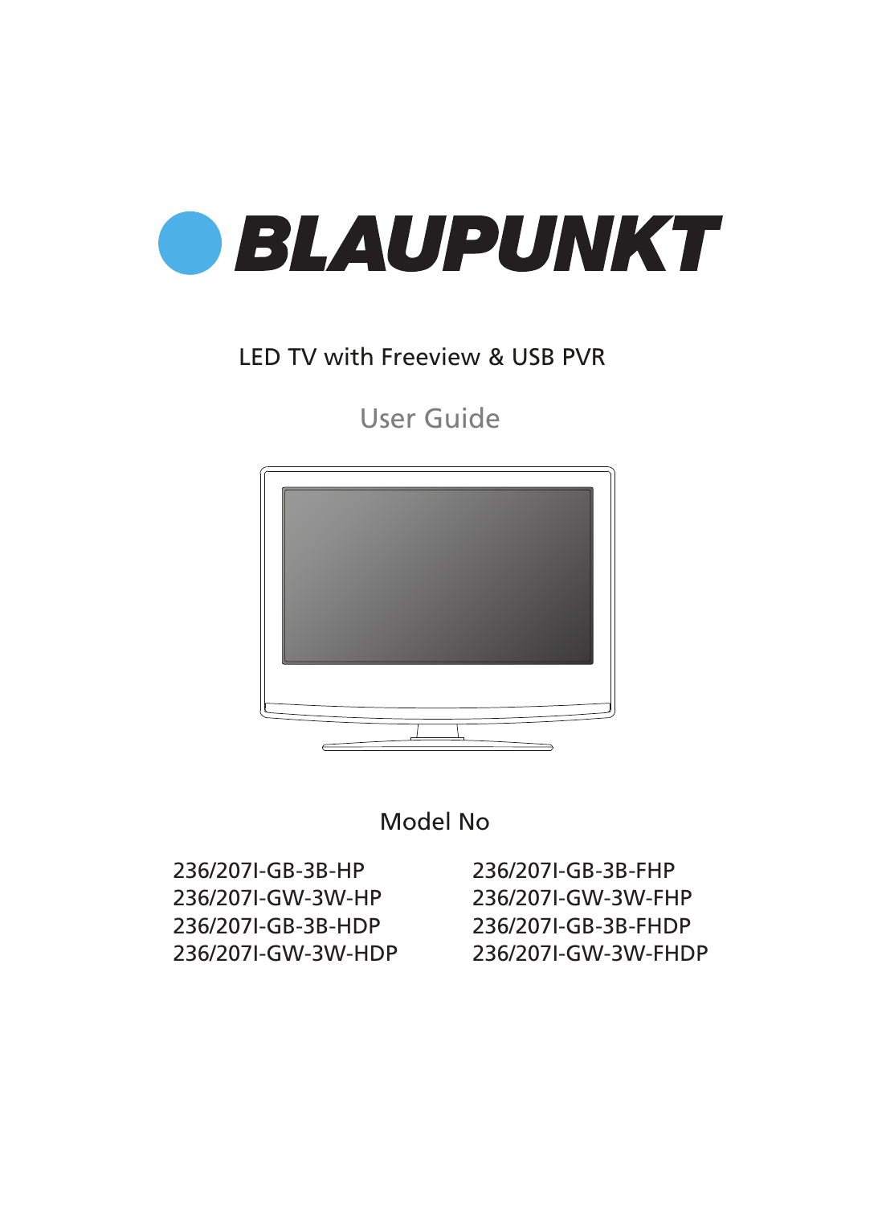# BLAUPUNKT

LED TV with Freeview & USB PVR

## User Guide

Model No

236/207I-GB-3B-HP
236/207I-GW-3W-HP
236/207I-GB-3B-HDP
236/207I-GW-3W-HDP
236/207I-GB-3B-FHP
236/207I-GW-3W-FHP
236/207I-GB-3B-FHDP
236/207I-GW-3W-FHDP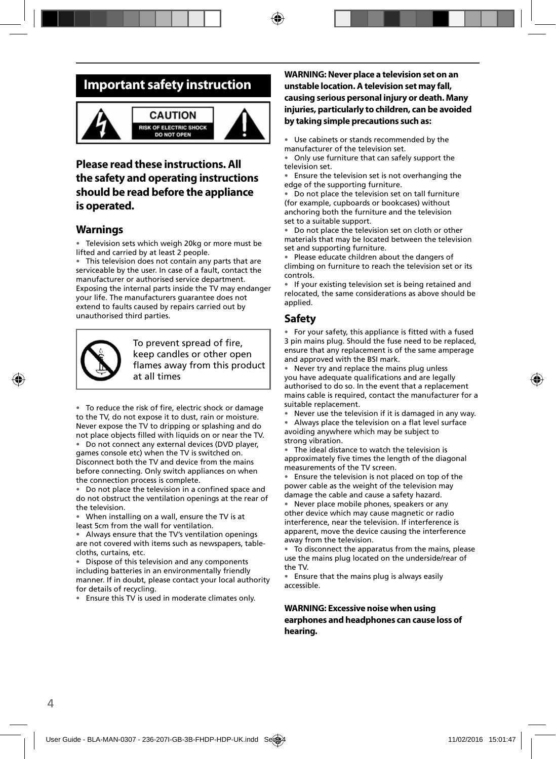# Important safety instruction

CAUTION
RISK OF ELECTRIC SHOCK
DO NOT OPEN

## Please read these instructions. All the safety and operating instructions should be read before the appliance is operated.

## Warnings

- Television sets which weigh 20kg or more must be lifted and carried by at least 2 people.
- This television does not contain any parts that are serviceable by the user. In case of a fault, contact the manufacturer or authorised service department. Exposing the internal parts inside the TV may endanger your life. The manufacturers guarantee does not extend to faults caused by repairs carried out by unauthorised third parties.

To prevent spread of fire, keep candles or other open flames away from this product at all times

- To reduce the risk of fire, electric shock or damage to the TV, do not expose it to dust, rain or moisture. Never expose the TV to dripping or splashing and do not place objects filled with liquids on or near the TV.
- Do not connect any external devices (DVD player, games console etc) when the TV is switched on. Disconnect both the TV and device from the mains before connecting. Only switch appliances on when the connection process is complete.
- Do not place the television in a confined space and do not obstruct the ventilation openings at the rear of the television.
- When installing on a wall, ensure the TV is at least 5cm from the wall for ventilation.
- Always ensure that the TV's ventilation openings are not covered with items such as newspapers, table-cloths, curtains, etc.
- Dispose of this television and any components including batteries in an environmentally friendly manner. If in doubt, please contact your local authority for details of recycling.
- Ensure this TV is used in moderate climates only.

**WARNING: Never place a television set on an unstable location. A television set may fall, causing serious personal injury or death. Many injuries, particularly to children, can be avoided by taking simple precautions such as:**

- Use cabinets or stands recommended by the manufacturer of the television set.
- Only use furniture that can safely support the television set.
- Ensure the television set is not overhanging the edge of the supporting furniture.
- Do not place the television set on tall furniture (for example, cupboards or bookcases) without anchoring both the furniture and the television set to a suitable support.
- Do not place the television set on cloth or other materials that may be located between the television set and supporting furniture.
- Please educate children about the dangers of climbing on furniture to reach the television set or its controls.
- If your existing television set is being retained and relocated, the same considerations as above should be applied.

## Safety

- For your safety, this appliance is fitted with a fused 3 pin mains plug. Should the fuse need to be replaced, ensure that any replacement is of the same amperage and approved with the BSI mark.
- Never try and replace the mains plug unless you have adequate qualifications and are legally authorised to do so. In the event that a replacement mains cable is required, contact the manufacturer for a suitable replacement.
- Never use the television if it is damaged in any way.
- Always place the television on a flat level surface avoiding anywhere which may be subject to strong vibration.
- The ideal distance to watch the television is approximately five times the length of the diagonal measurements of the TV screen.
- Ensure the television is not placed on top of the power cable as the weight of the television may damage the cable and cause a safety hazard.
- Never place mobile phones, speakers or any other device which may cause magnetic or radio interference, near the television. If interference is apparent, move the device causing the interference away from the television.
- To disconnect the apparatus from the mains, please use the mains plug located on the underside/rear of the TV.
- Ensure that the mains plug is always easily accessible.

**WARNING: Excessive noise when using earphones and headphones can cause loss of hearing.**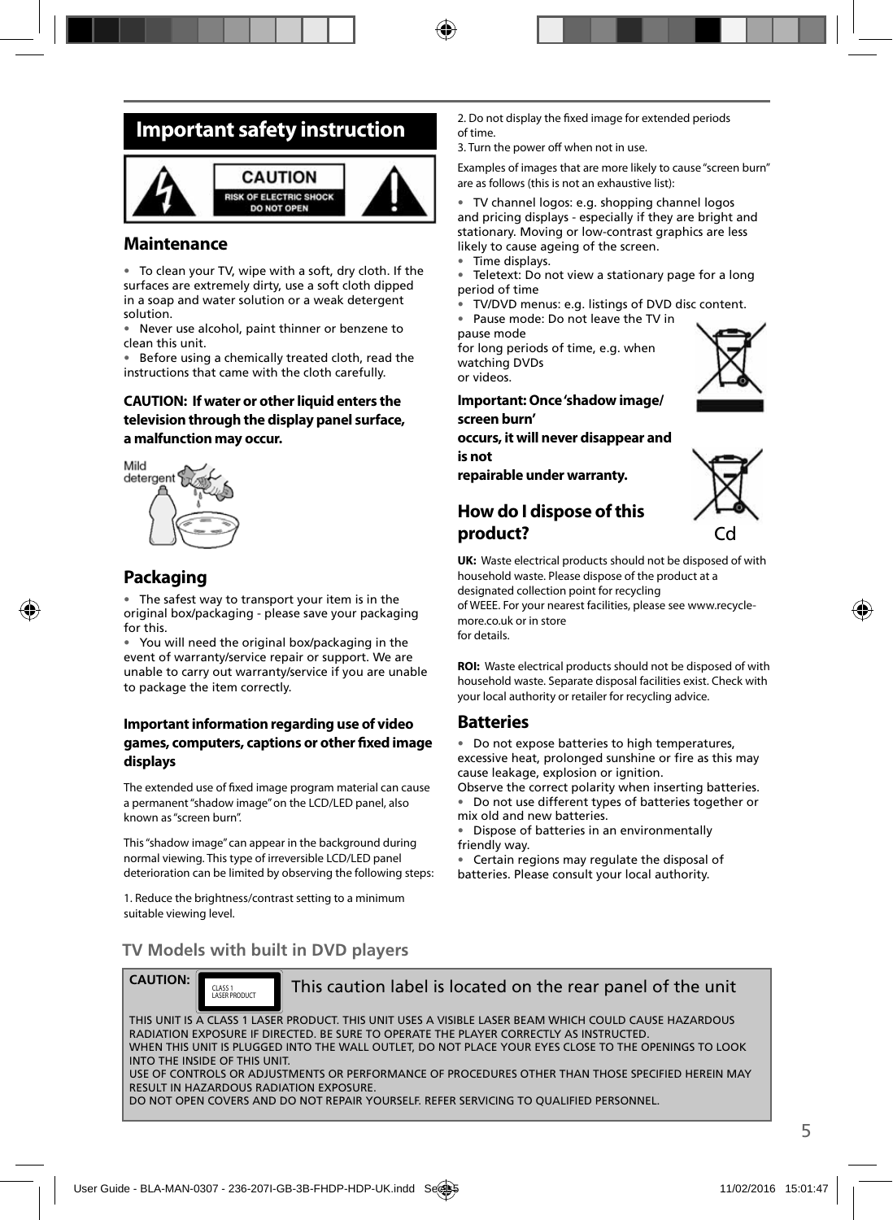# Important safety instruction

CAUTION
RISK OF ELECTRIC SHOCK
DO NOT OPEN

## Maintenance

- To clean your TV, wipe with a soft, dry cloth. If the surfaces are extremely dirty, use a soft cloth dipped in a soap and water solution or a weak detergent solution.
- Never use alcohol, paint thinner or benzene to clean this unit.
- Before using a chemically treated cloth, read the instructions that came with the cloth carefully.

**CAUTION: If water or other liquid enters the television through the display panel surface, a malfunction may occur.**

Mild detergent

## Packaging

- The safest way to transport your item is in the original box/packaging - please save your packaging for this.
- You will need the original box/packaging in the event of warranty/service repair or support. We are unable to carry out warranty/service if you are unable to package the item correctly.

### Important information regarding use of video games, computers, captions or other fixed image displays

The extended use of fixed image program material can cause a permanent "shadow image" on the LCD/LED panel, also known as "screen burn".

This "shadow image" can appear in the background during normal viewing. This type of irreversible LCD/LED panel deterioration can be limited by observing the following steps:

1. Reduce the brightness/contrast setting to a minimum suitable viewing level.
2. Do not display the fixed image for extended periods of time.
3. Turn the power off when not in use.

Examples of images that are more likely to cause "screen burn" are as follows (this is not an exhaustive list):

- TV channel logos: e.g. shopping channel logos and pricing displays - especially if they are bright and stationary. Moving or low-contrast graphics are less likely to cause ageing of the screen.
- Time displays.
- Teletext: Do not view a stationary page for a long period of time
- TV/DVD menus: e.g. listings of DVD disc content.
- Pause mode: Do not leave the TV in pause mode for long periods of time, e.g. when watching DVDs or videos.

**Important: Once 'shadow image/ screen burn' occurs, it will never disappear and is not repairable under warranty.**

## How do I dispose of this product?

Cd

**UK:** Waste electrical products should not be disposed of with household waste. Please dispose of the product at a designated collection point for recycling of WEEE. For your nearest facilities, please see www.recycle-more.co.uk or in store for details.

**ROI:** Waste electrical products should not be disposed of with household waste. Separate disposal facilities exist. Check with your local authority or retailer for recycling advice.

## Batteries

- Do not expose batteries to high temperatures, excessive heat, prolonged sunshine or fire as this may cause leakage, explosion or ignition.

Observe the correct polarity when inserting batteries.

- Do not use different types of batteries together or mix old and new batteries.
- Dispose of batteries in an environmentally friendly way.
- Certain regions may regulate the disposal of batteries. Please consult your local authority.

## TV Models with built in DVD players

**CAUTION:** CLASS 1 LASER PRODUCT — This caution label is located on the rear panel of the unit

THIS UNIT IS A CLASS 1 LASER PRODUCT. THIS UNIT USES A VISIBLE LASER BEAM WHICH COULD CAUSE HAZARDOUS RADIATION EXPOSURE IF DIRECTED. BE SURE TO OPERATE THE PLAYER CORRECTLY AS INSTRUCTED.
WHEN THIS UNIT IS PLUGGED INTO THE WALL OUTLET, DO NOT PLACE YOUR EYES CLOSE TO THE OPENINGS TO LOOK INTO THE INSIDE OF THIS UNIT.
USE OF CONTROLS OR ADJUSTMENTS OR PERFORMANCE OF PROCEDURES OTHER THAN THOSE SPECIFIED HEREIN MAY RESULT IN HAZARDOUS RADIATION EXPOSURE.
DO NOT OPEN COVERS AND DO NOT REPAIR YOURSELF. REFER SERVICING TO QUALIFIED PERSONNEL.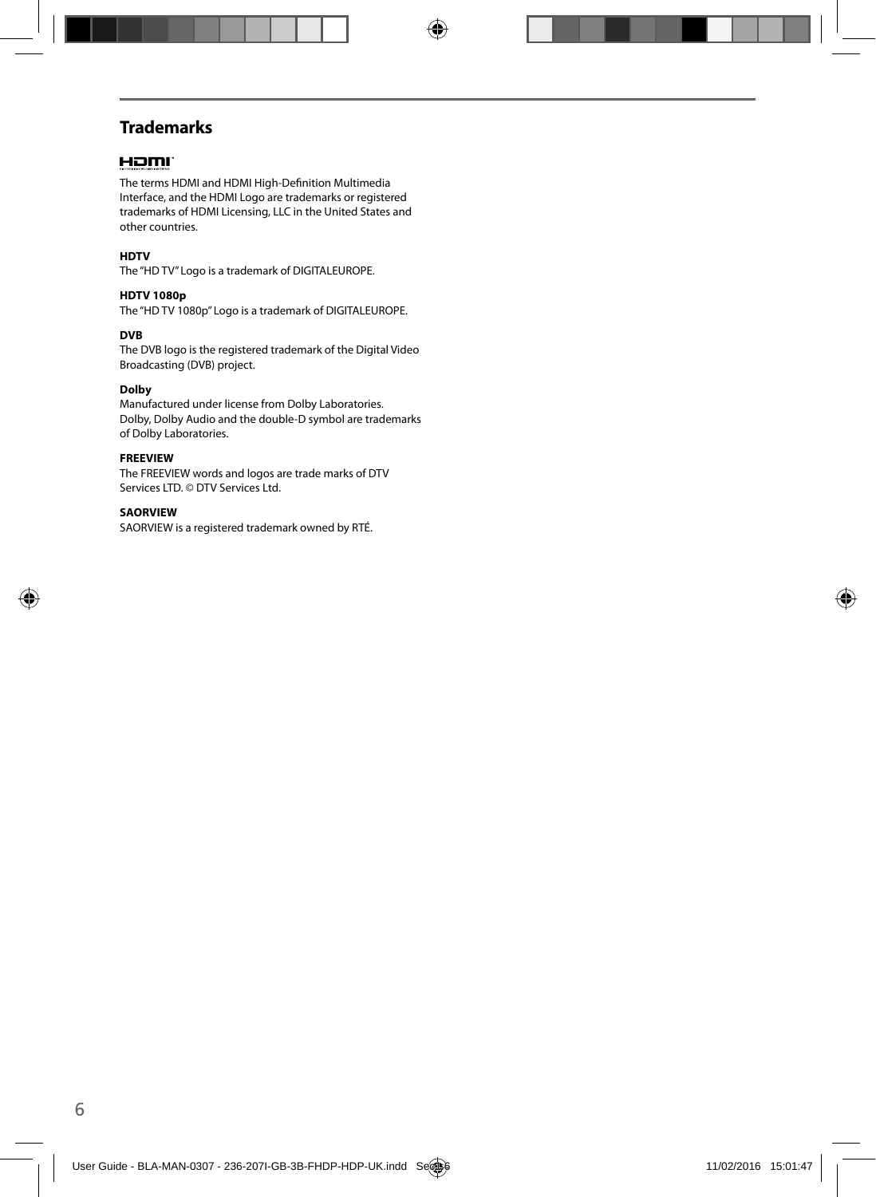## Trademarks

HDMI

The terms HDMI and HDMI High-Definition Multimedia Interface, and the HDMI Logo are trademarks or registered trademarks of HDMI Licensing, LLC in the United States and other countries.

**HDTV**

The "HD TV" Logo is a trademark of DIGITALEUROPE.

**HDTV 1080p**

The "HD TV 1080p" Logo is a trademark of DIGITALEUROPE.

**DVB**

The DVB logo is the registered trademark of the Digital Video Broadcasting (DVB) project.

**Dolby**

Manufactured under license from Dolby Laboratories.
Dolby, Dolby Audio and the double-D symbol are trademarks of Dolby Laboratories.

**FREEVIEW**

The FREEVIEW words and logos are trade marks of DTV Services LTD. © DTV Services Ltd.

**SAORVIEW**

SAORVIEW is a registered trademark owned by RTÉ.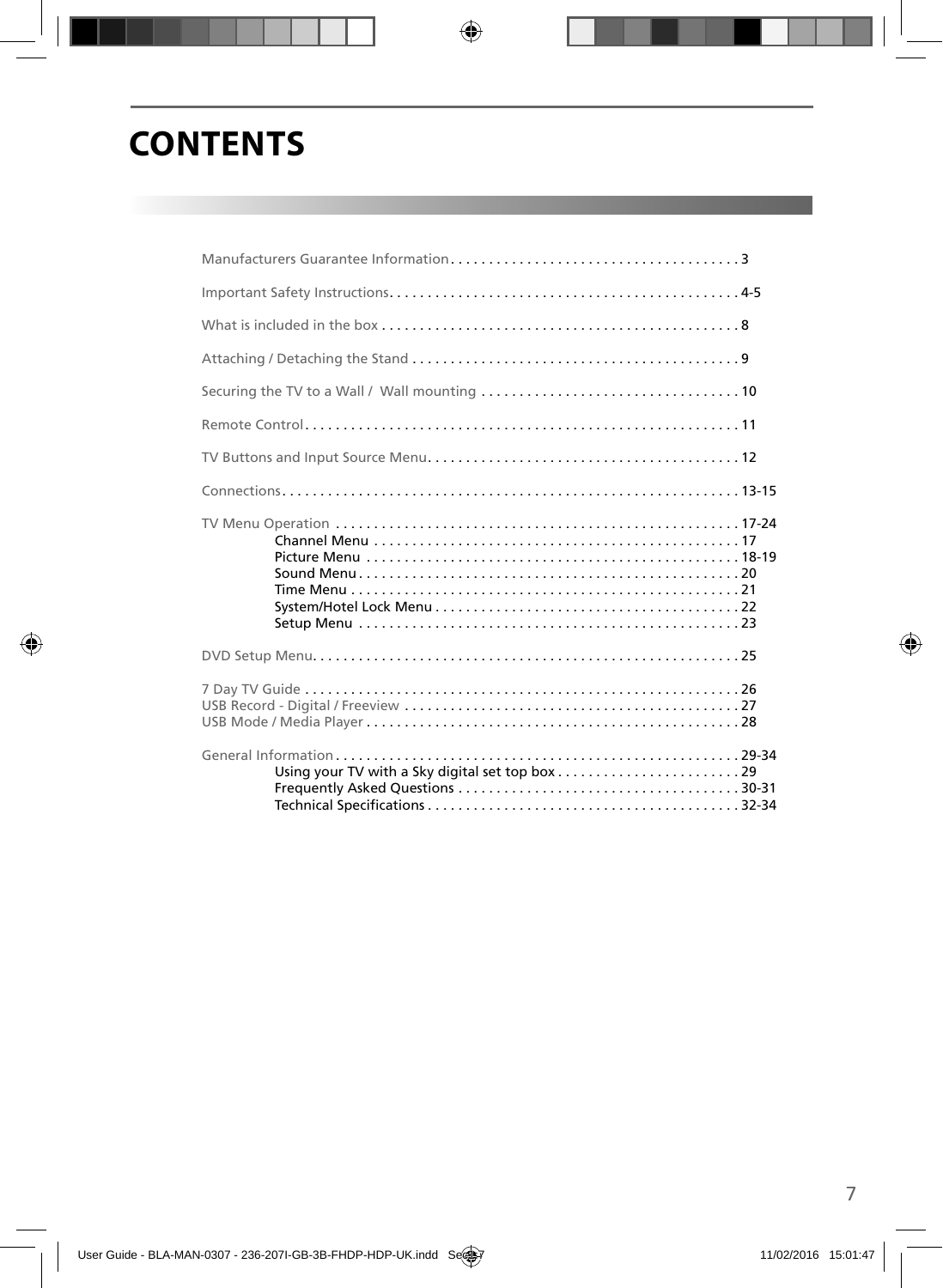# CONTENTS

Manufacturers Guarantee Information . . . . . . . . . . . . . . . . . . . . . . . . . . . . . . . . . . . . . . 3

Important Safety Instructions . . . . . . . . . . . . . . . . . . . . . . . . . . . . . . . . . . . . . . . . . . . . . . 4-5

What is included in the box . . . . . . . . . . . . . . . . . . . . . . . . . . . . . . . . . . . . . . . . . . . . . . . 8

Attaching / Detaching the Stand . . . . . . . . . . . . . . . . . . . . . . . . . . . . . . . . . . . . . . . . . . . . 9

Securing the TV to a Wall / Wall mounting . . . . . . . . . . . . . . . . . . . . . . . . . . . . . . . . . . 10

Remote Control . . . . . . . . . . . . . . . . . . . . . . . . . . . . . . . . . . . . . . . . . . . . . . . . . . . . . . . . . . 11

TV Buttons and Input Source Menu . . . . . . . . . . . . . . . . . . . . . . . . . . . . . . . . . . . . . . . . . 12

Connections . . . . . . . . . . . . . . . . . . . . . . . . . . . . . . . . . . . . . . . . . . . . . . . . . . . . . . . . . . . . . 13-15

TV Menu Operation . . . . . . . . . . . . . . . . . . . . . . . . . . . . . . . . . . . . . . . . . . . . . . . . . . . . . 17-24
- Channel Menu . . . . . . . . . . . . . . . . . . . . . . . . . . . . . . . . . . . . . . . . . . . . . . . . . 17
- Picture Menu . . . . . . . . . . . . . . . . . . . . . . . . . . . . . . . . . . . . . . . . . . . . . . . . . . 18-19
- Sound Menu . . . . . . . . . . . . . . . . . . . . . . . . . . . . . . . . . . . . . . . . . . . . . . . . . . . 20
- Time Menu . . . . . . . . . . . . . . . . . . . . . . . . . . . . . . . . . . . . . . . . . . . . . . . . . . . . 21
- System/Hotel Lock Menu . . . . . . . . . . . . . . . . . . . . . . . . . . . . . . . . . . . . . . . . 22
- Setup Menu . . . . . . . . . . . . . . . . . . . . . . . . . . . . . . . . . . . . . . . . . . . . . . . . . . . 23

DVD Setup Menu . . . . . . . . . . . . . . . . . . . . . . . . . . . . . . . . . . . . . . . . . . . . . . . . . . . . . . . . . 25

7 Day TV Guide . . . . . . . . . . . . . . . . . . . . . . . . . . . . . . . . . . . . . . . . . . . . . . . . . . . . . . . . . . 26
USB Record - Digital / Freeview . . . . . . . . . . . . . . . . . . . . . . . . . . . . . . . . . . . . . . . . . . . . 27
USB Mode / Media Player . . . . . . . . . . . . . . . . . . . . . . . . . . . . . . . . . . . . . . . . . . . . . . . . . . 28

General Information . . . . . . . . . . . . . . . . . . . . . . . . . . . . . . . . . . . . . . . . . . . . . . . . . . . . . 29-34
- Using your TV with a Sky digital set top box . . . . . . . . . . . . . . . . . . . . . . . . 29
- Frequently Asked Questions . . . . . . . . . . . . . . . . . . . . . . . . . . . . . . . . . . . . . 30-31
- Technical Specifications . . . . . . . . . . . . . . . . . . . . . . . . . . . . . . . . . . . . . . . . . 32-34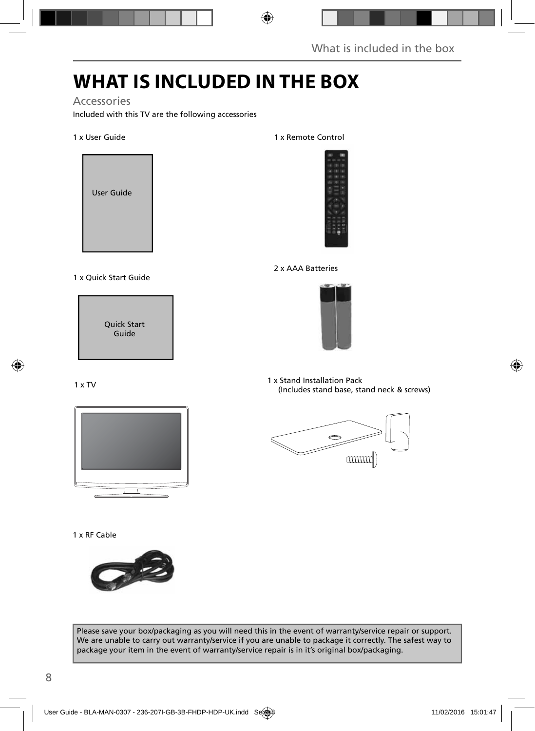# WHAT IS INCLUDED IN THE BOX

## Accessories

Included with this TV are the following accessories

1 x User Guide

User Guide

1 x Remote Control

2 x AAA Batteries

1 x Quick Start Guide

Quick Start Guide

1 x TV

1 x Stand Installation Pack
(Includes stand base, stand neck & screws)

1 x RF Cable

Please save your box/packaging as you will need this in the event of warranty/service repair or support. We are unable to carry out warranty/service if you are unable to package it correctly. The safest way to package your item in the event of warranty/service repair is in it's original box/packaging.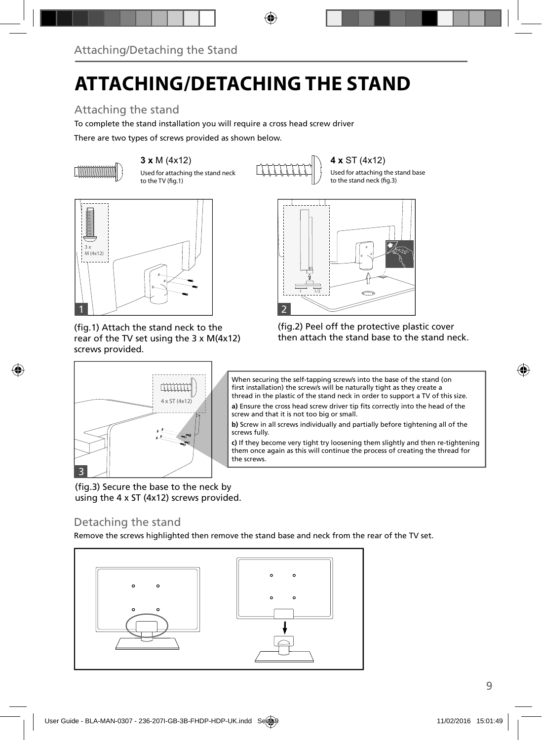# ATTACHING/DETACHING THE STAND

## Attaching the stand

To complete the stand installation you will require a cross head screw driver

There are two types of screws provided as shown below.

**3 x** M (4x12)
Used for attaching the stand neck to the TV (fig.1)

**4 x** ST (4x12)
Used for attaching the stand base to the stand neck (fig.3)

(fig.1) Attach the stand neck to the rear of the TV set using the 3 x M(4x12) screws provided.

(fig.2) Peel off the protective plastic cover then attach the stand base to the stand neck.

When securing the self-tapping screw/s into the base of the stand (on first installation) the screw/s will be naturally tight as they create a thread in the plastic of the stand neck in order to support a TV of this size.

**a)** Ensure the cross head screw driver tip fits correctly into the head of the screw and that it is not too big or small.

**b)** Screw in all screws individually and partially before tightening all of the screws fully.

**c)** If they become very tight try loosening them slightly and then re-tightening them once again as this will continue the process of creating the thread for the screws.

(fig.3) Secure the base to the neck by using the 4 x ST (4x12) screws provided.

## Detaching the stand

Remove the screws highlighted then remove the stand base and neck from the rear of the TV set.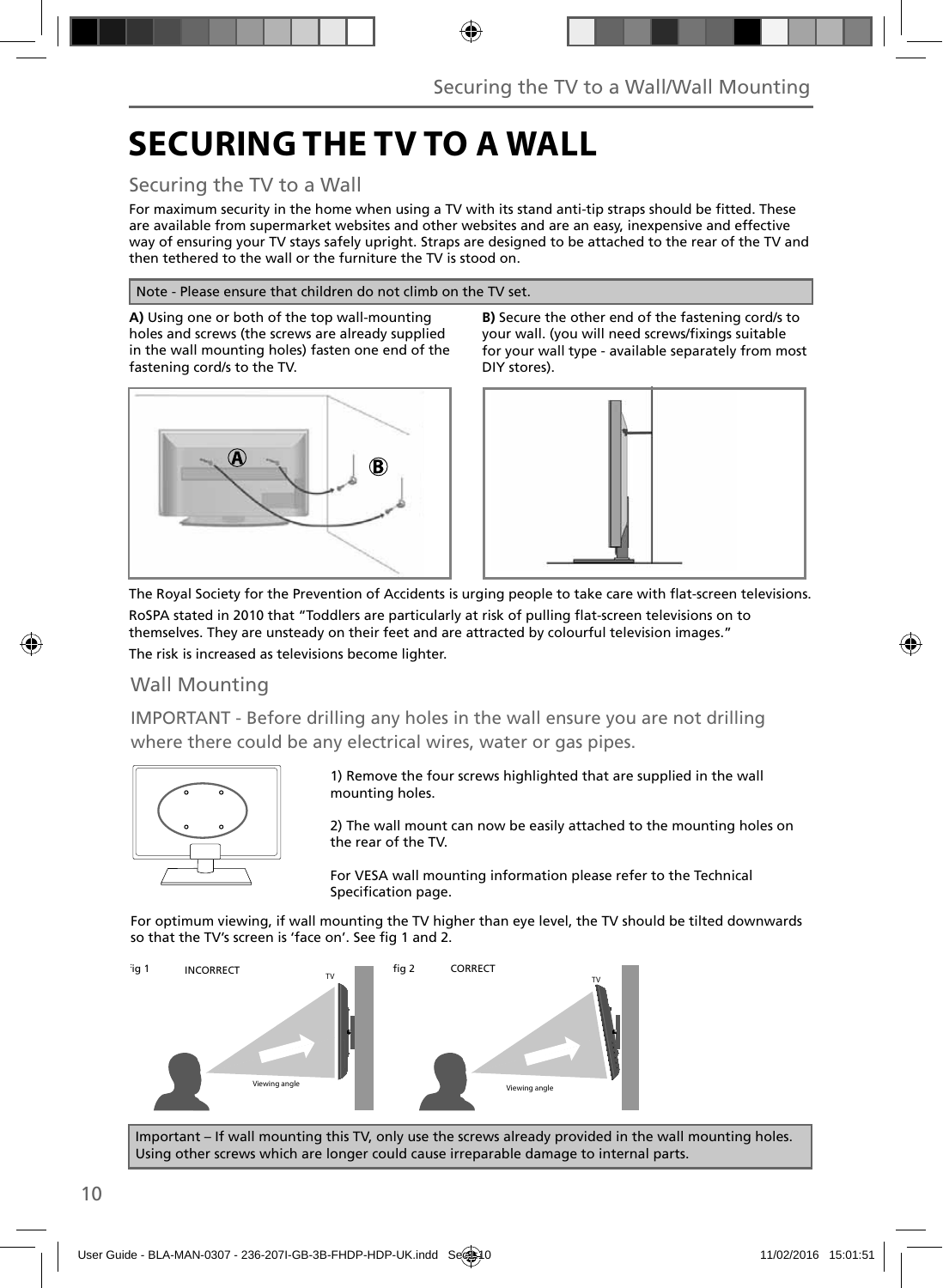# SECURING THE TV TO A WALL

## Securing the TV to a Wall

For maximum security in the home when using a TV with its stand anti-tip straps should be fitted. These are available from supermarket websites and other websites and are an easy, inexpensive and effective way of ensuring your TV stays safely upright. Straps are designed to be attached to the rear of the TV and then tethered to the wall or the furniture the TV is stood on.

Note - Please ensure that children do not climb on the TV set.

**A)** Using one or both of the top wall-mounting holes and screws (the screws are already supplied in the wall mounting holes) fasten one end of the fastening cord/s to the TV.

**B)** Secure the other end of the fastening cord/s to your wall. (you will need screws/fixings suitable for your wall type - available separately from most DIY stores).

The Royal Society for the Prevention of Accidents is urging people to take care with flat-screen televisions.

RoSPA stated in 2010 that "Toddlers are particularly at risk of pulling flat-screen televisions on to themselves. They are unsteady on their feet and are attracted by colourful television images."

The risk is increased as televisions become lighter.

## Wall Mounting

IMPORTANT - Before drilling any holes in the wall ensure you are not drilling where there could be any electrical wires, water or gas pipes.

1) Remove the four screws highlighted that are supplied in the wall mounting holes.

2) The wall mount can now be easily attached to the mounting holes on the rear of the TV.

For VESA wall mounting information please refer to the Technical Specification page.

For optimum viewing, if wall mounting the TV higher than eye level, the TV should be tilted downwards so that the TV's screen is 'face on'. See fig 1 and 2.

fig 1 INCORRECT

fig 2 CORRECT

Important – If wall mounting this TV, only use the screws already provided in the wall mounting holes. Using other screws which are longer could cause irreparable damage to internal parts.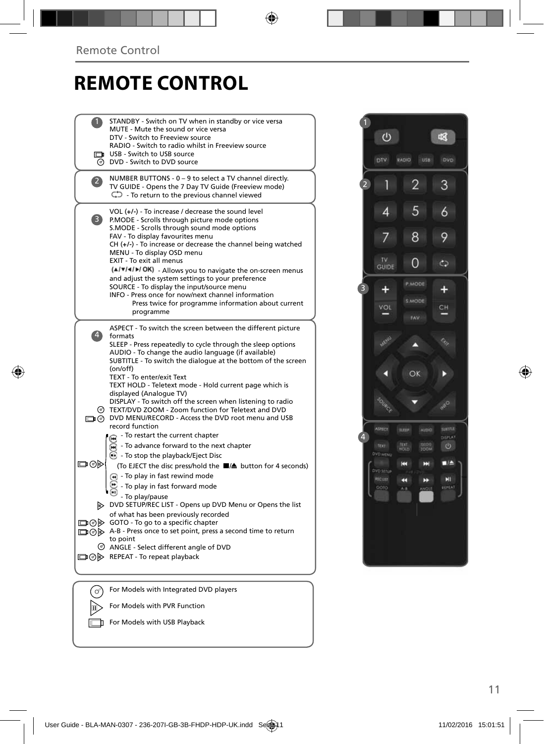# REMOTE CONTROL

**1**

- STANDBY - Switch on TV when in standby or vice versa
- MUTE - Mute the sound or vice versa
- DTV - Switch to Freeview source
- RADIO - Switch to radio whilst in Freeview source
- USB - Switch to USB source
- DVD - Switch to DVD source

**2**

- NUMBER BUTTONS - 0 – 9 to select a TV channel directly.
- TV GUIDE - Opens the 7 Day TV Guide (Freeview mode)
- ⮌ - To return to the previous channel viewed

**3**

- VOL (+/-) - To increase / decrease the sound level
- P.MODE - Scrolls through picture mode options
- S.MODE - Scrolls through sound mode options
- FAV - To display favourites menu
- CH (+/-) - To increase or decrease the channel being watched
- MENU - To display OSD menu
- EXIT - To exit all menus
- (▲/▼/◄/►/ OK) - Allows you to navigate the on-screen menus and adjust the system settings to your preference
- SOURCE - To display the input/source menu
- INFO - Press once for now/next channel information
  Press twice for programme information about current programme

**4**

- ASPECT - To switch the screen between the different picture formats
- SLEEP - Press repeatedly to cycle through the sleep options
- AUDIO - To change the audio language (if available)
- SUBTITLE - To switch the dialogue at the bottom of the screen (on/off)
- TEXT - To enter/exit Text
- TEXT HOLD - Teletext mode - Hold current page which is displayed (Analogue TV)
- DISPLAY - To switch off the screen when listening to radio
- TEXT/DVD ZOOM - Zoom function for Teletext and DVD
- DVD MENU/RECORD - Access the DVD root menu and USB record function
- ⏮ - To restart the current chapter
- ⏭ - To advance forward to the next chapter
- ■/⏏ - To stop the playback/Eject Disc
  (To EJECT the disc press/hold the ■/⏏ button for 4 seconds)
- ◄◄ - To play in fast rewind mode
- ►► - To play in fast forward mode
- ►ll - To play/pause
- DVD SETUP/REC LIST - Opens up DVD Menu or Opens the list of what has been previously recorded
- GOTO - To go to a specific chapter
- A-B - Press once to set point, press a second time to return to point
- ANGLE - Select different angle of DVD
- REPEAT - To repeat playback

---

- For Models with Integrated DVD players
- For Models with PVR Function
- For Models with USB Playback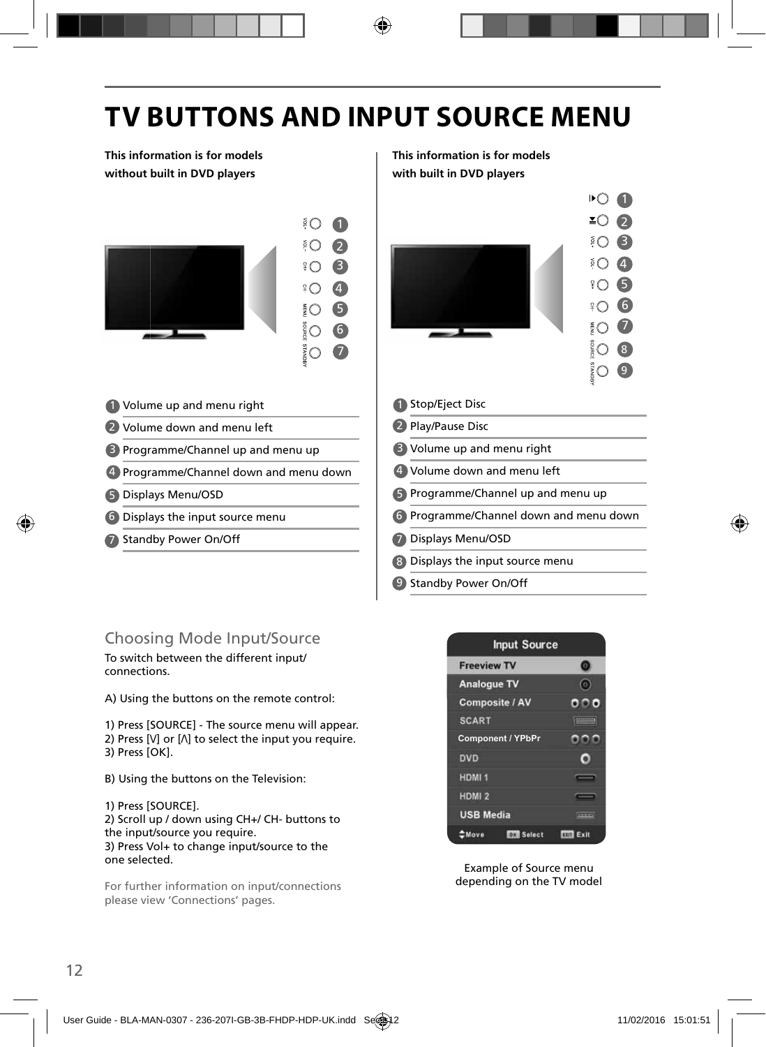# TV BUTTONS AND INPUT SOURCE MENU

**This information is for models without built in DVD players**

1. Volume up and menu right
2. Volume down and menu left
3. Programme/Channel up and menu up
4. Programme/Channel down and menu down
5. Displays Menu/OSD
6. Displays the input source menu
7. Standby Power On/Off

**This information is for models with built in DVD players**

1. Stop/Eject Disc
2. Play/Pause Disc
3. Volume up and menu right
4. Volume down and menu left
5. Programme/Channel up and menu up
6. Programme/Channel down and menu down
7. Displays Menu/OSD
8. Displays the input source menu
9. Standby Power On/Off

## Choosing Mode Input/Source

To switch between the different input/ connections.

A) Using the buttons on the remote control:

1) Press [SOURCE] - The source menu will appear.
2) Press [V] or [Λ] to select the input you require.
3) Press [OK].

B) Using the buttons on the Television:

1) Press [SOURCE].
2) Scroll up / down using CH+/ CH- buttons to the input/source you require.
3) Press Vol+ to change input/source to the one selected.

For further information on input/connections please view 'Connections' pages.

Input Source
- Freeview TV
- Analogue TV
- Composite / AV
- SCART
- Component / YPbPr
- DVD
- HDMI 1
- HDMI 2
- USB Media

Move | OK Select | EXIT Exit

Example of Source menu depending on the TV model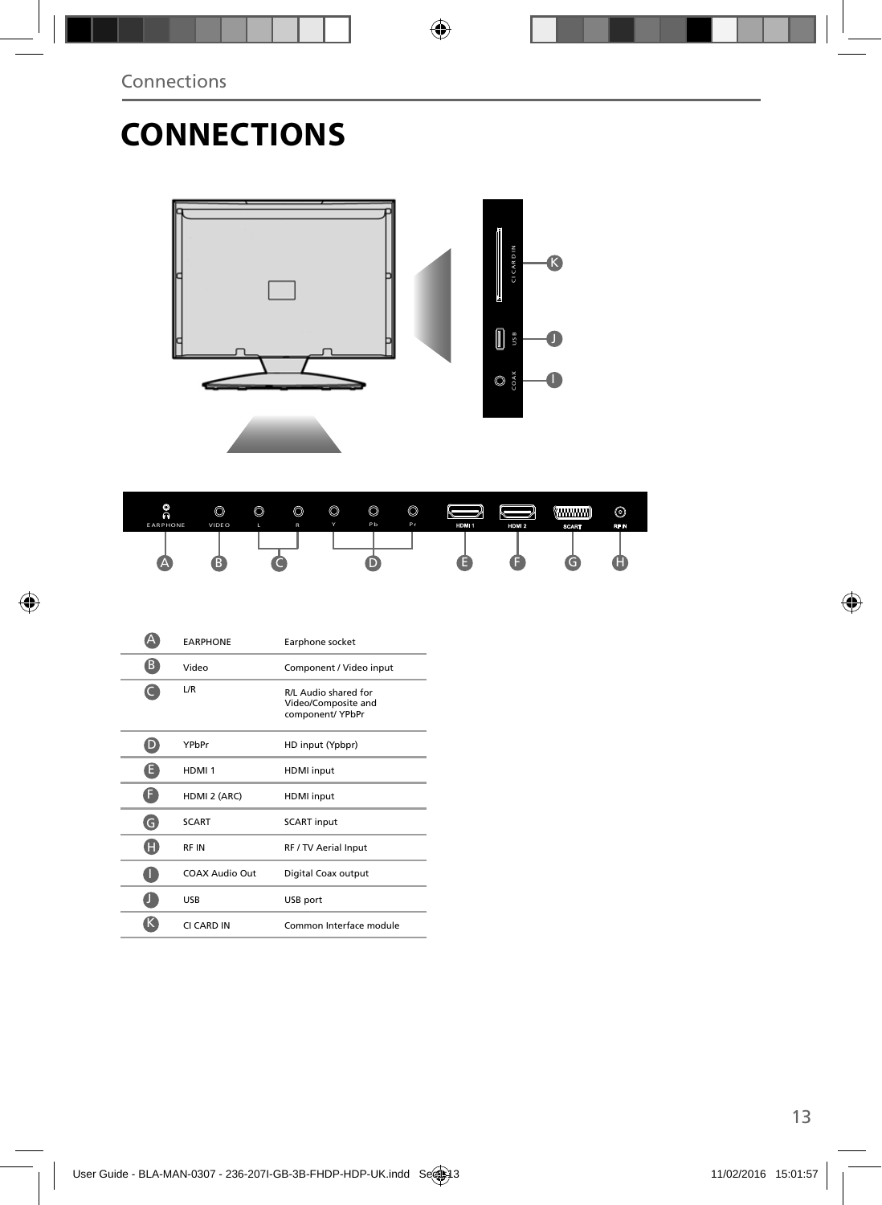# CONNECTIONS

| | | |
|---|---|---|
| A | EARPHONE | Earphone socket |
| B | Video | Component / Video input |
| C | L/R | R/L Audio shared for Video/Composite and component/ YPbPr |
| D | YPbPr | HD input (Ypbpr) |
| E | HDMI 1 | HDMI input |
| F | HDMI 2 (ARC) | HDMI input |
| G | SCART | SCART input |
| H | RF IN | RF / TV Aerial Input |
| I | COAX Audio Out | Digital Coax output |
| J | USB | USB port |
| K | CI CARD IN | Common Interface module |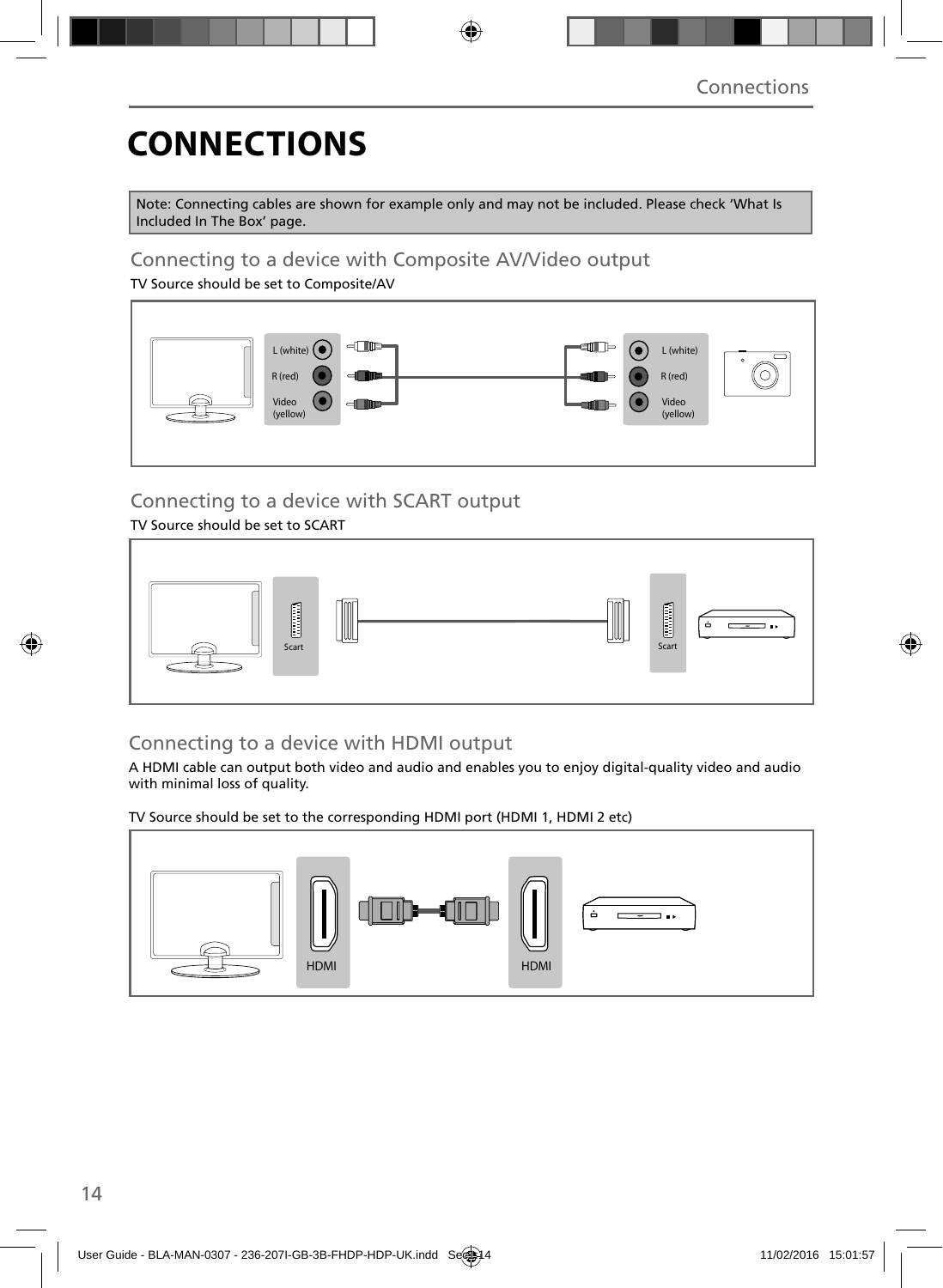# CONNECTIONS

Note: Connecting cables are shown for example only and may not be included. Please check 'What Is Included In The Box' page.

## Connecting to a device with Composite AV/Video output

TV Source should be set to Composite/AV

L (white)
R (red)
Video (yellow)

L (white)
R (red)
Video (yellow)

## Connecting to a device with SCART output

TV Source should be set to SCART

Scart

Scart

## Connecting to a device with HDMI output

A HDMI cable can output both video and audio and enables you to enjoy digital-quality video and audio with minimal loss of quality.

TV Source should be set to the corresponding HDMI port (HDMI 1, HDMI 2 etc)

HDMI

HDMI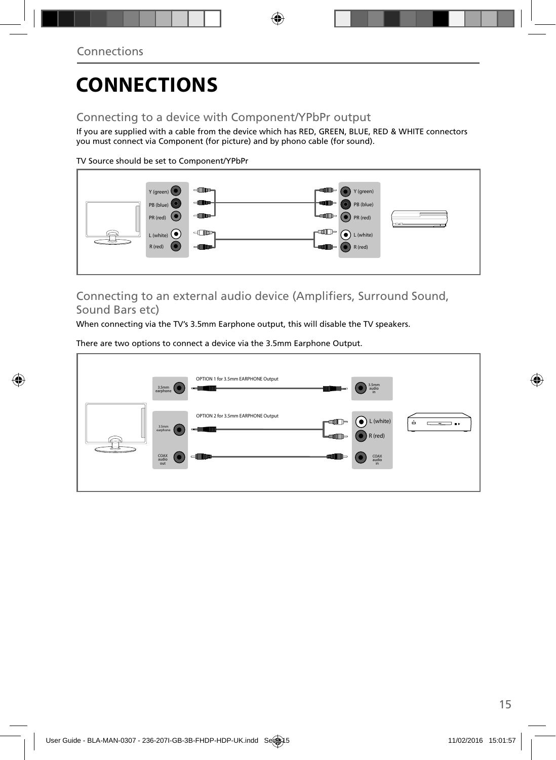# CONNECTIONS

## Connecting to a device with Component/YPbPr output

If you are supplied with a cable from the device which has RED, GREEN, BLUE, RED & WHITE connectors you must connect via Component (for picture) and by phono cable (for sound).

TV Source should be set to Component/YPbPr

Y (green)
PB (blue)
PR (red)
L (white)
R (red)

Y (green)
PB (blue)
PR (red)
L (white)
R (red)

## Connecting to an external audio device (Amplifiers, Surround Sound, Sound Bars etc)

When connecting via the TV's 3.5mm Earphone output, this will disable the TV speakers.

There are two options to connect a device via the 3.5mm Earphone Output.

OPTION 1 for 3.5mm EARPHONE Output

3.5mm earphone

3.5mm audio in

OPTION 2 for 3.5mm EARPHONE Output

3.5mm earphone

L (white)
R (red)

COAX audio out

COAX audio in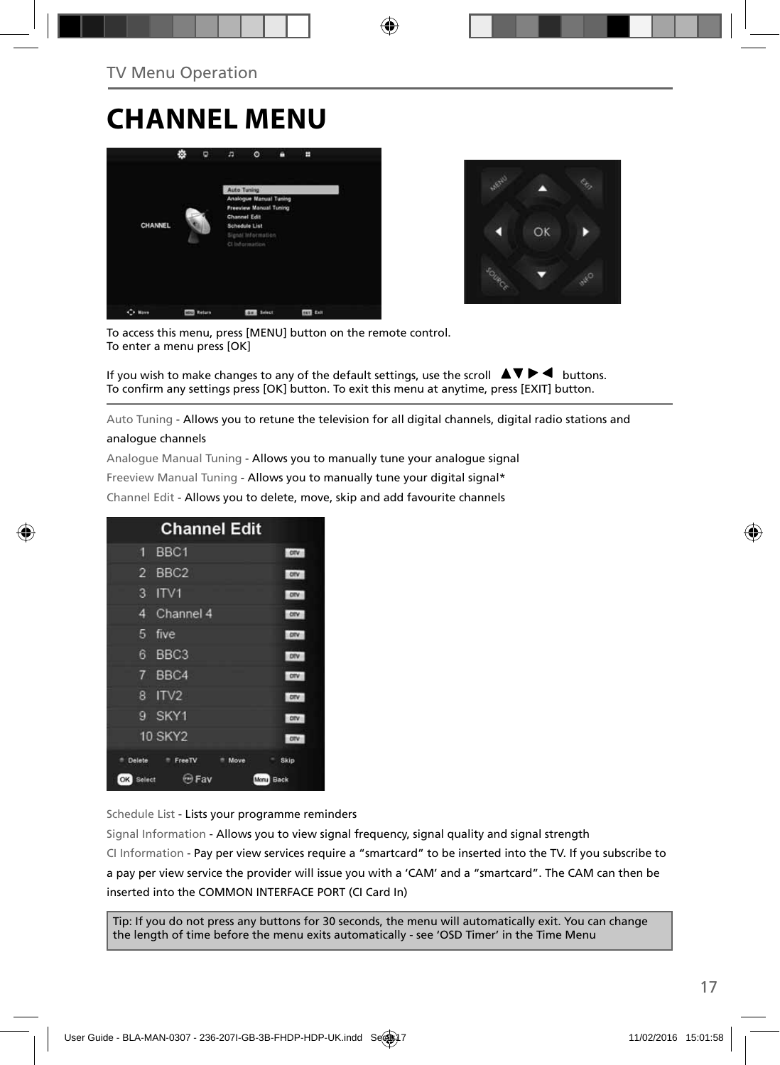TV Menu Operation

# CHANNEL MENU

To access this menu, press [MENU] button on the remote control.
To enter a menu press [OK]

If you wish to make changes to any of the default settings, use the scroll ▲▼▶◀ buttons.
To confirm any settings press [OK] button. To exit this menu at anytime, press [EXIT] button.

Auto Tuning - Allows you to retune the television for all digital channels, digital radio stations and analogue channels

Analogue Manual Tuning - Allows you to manually tune your analogue signal

Freeview Manual Tuning - Allows you to manually tune your digital signal*

Channel Edit - Allows you to delete, move, skip and add favourite channels

Schedule List - Lists your programme reminders

Signal Information - Allows you to view signal frequency, signal quality and signal strength

CI Information - Pay per view services require a "smartcard" to be inserted into the TV. If you subscribe to a pay per view service the provider will issue you with a 'CAM' and a "smartcard". The CAM can then be inserted into the COMMON INTERFACE PORT (CI Card In)

Tip: If you do not press any buttons for 30 seconds, the menu will automatically exit. You can change the length of time before the menu exits automatically - see 'OSD Timer' in the Time Menu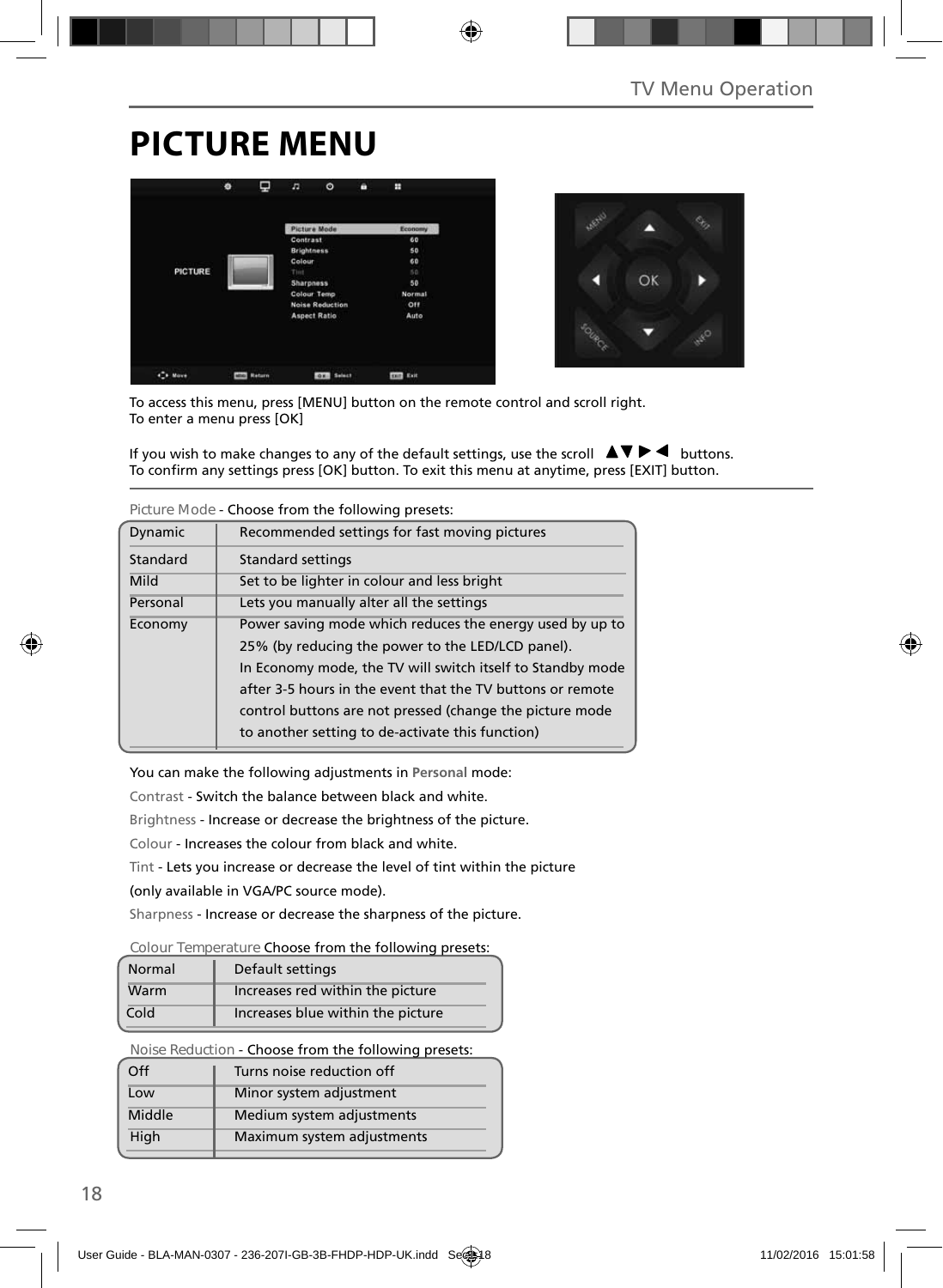# PICTURE MENU

To access this menu, press [MENU] button on the remote control and scroll right.
To enter a menu press [OK]

If you wish to make changes to any of the default settings, use the scroll ▲▼▶◀ buttons.
To confirm any settings press [OK] button. To exit this menu at anytime, press [EXIT] button.

Picture Mode - Choose from the following presets:

| | |
|---|---|
| Dynamic | Recommended settings for fast moving pictures |
| Standard | Standard settings |
| Mild | Set to be lighter in colour and less bright |
| Personal | Lets you manually alter all the settings |
| Economy | Power saving mode which reduces the energy used by up to 25% (by reducing the power to the LED/LCD panel). In Economy mode, the TV will switch itself to Standby mode after 3-5 hours in the event that the TV buttons or remote control buttons are not pressed (change the picture mode to another setting to de-activate this function) |

You can make the following adjustments in **Personal** mode:

Contrast - Switch the balance between black and white.

Brightness - Increase or decrease the brightness of the picture.

Colour - Increases the colour from black and white.

Tint - Lets you increase or decrease the level of tint within the picture (only available in VGA/PC source mode).

Sharpness - Increase or decrease the sharpness of the picture.

Colour Temperature Choose from the following presets:

| | |
|---|---|
| Normal | Default settings |
| Warm | Increases red within the picture |
| Cold | Increases blue within the picture |

Noise Reduction - Choose from the following presets:

| | |
|---|---|
| Off | Turns noise reduction off |
| Low | Minor system adjustment |
| Middle | Medium system adjustments |
| High | Maximum system adjustments |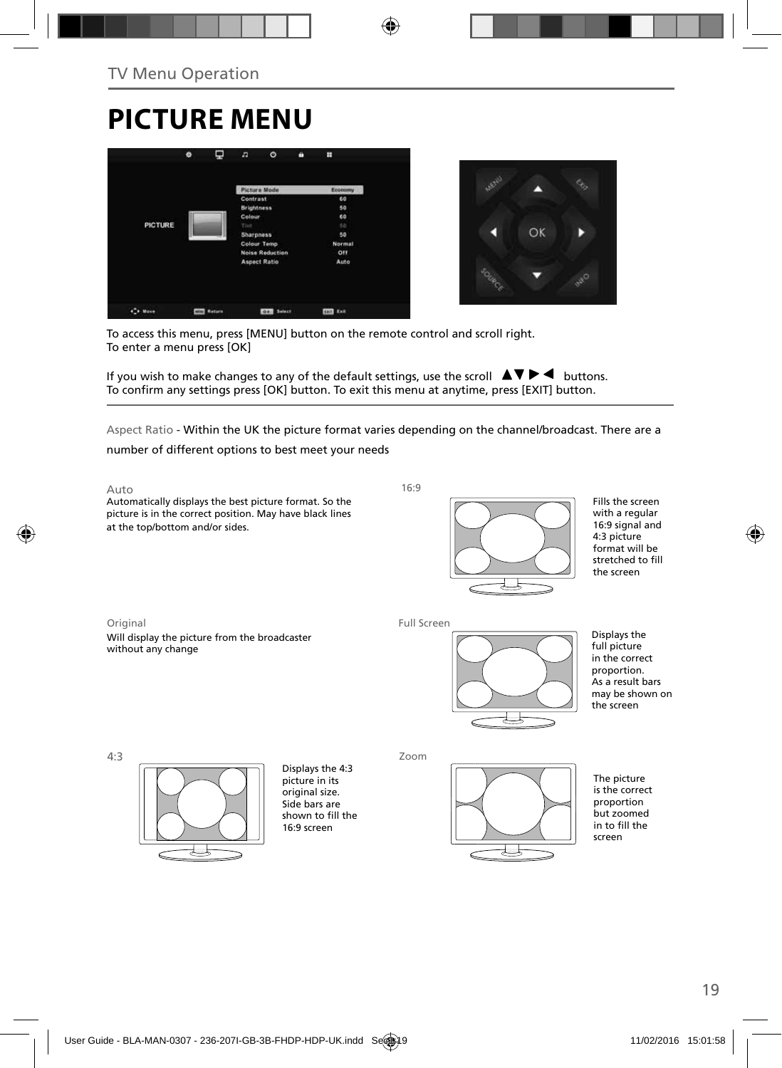TV Menu Operation

# PICTURE MENU

To access this menu, press [MENU] button on the remote control and scroll right.
To enter a menu press [OK]

If you wish to make changes to any of the default settings, use the scroll ▲▼▶◀ buttons.
To confirm any settings press [OK] button. To exit this menu at anytime, press [EXIT] button.

Aspect Ratio - Within the UK the picture format varies depending on the channel/broadcast. There are a number of different options to best meet your needs

**Auto**
Automatically displays the best picture format. So the picture is in the correct position. May have black lines at the top/bottom and/or sides.

**16:9**
Fills the screen with a regular 16:9 signal and 4:3 picture format will be stretched to fill the screen

**Original**
Will display the picture from the broadcaster without any change

**Full Screen**
Displays the full picture in the correct proportion. As a result bars may be shown on the screen

**4:3**
Displays the 4:3 picture in its original size. Side bars are shown to fill the 16:9 screen

**Zoom**
The picture is the correct proportion but zoomed in to fill the screen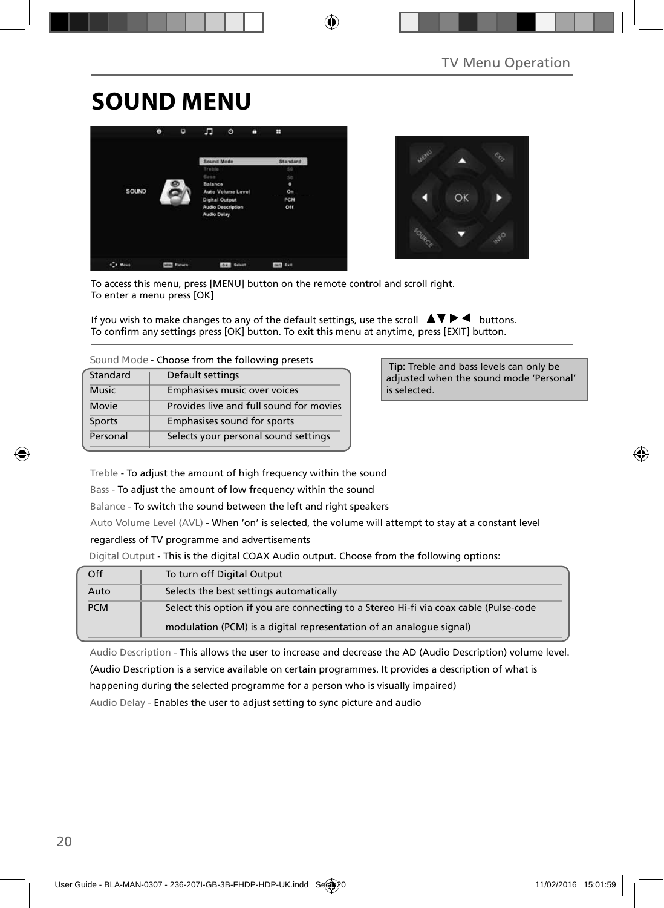# SOUND MENU

To access this menu, press [MENU] button on the remote control and scroll right.
To enter a menu press [OK]

If you wish to make changes to any of the default settings, use the scroll ▲▼▶◀ buttons.
To confirm any settings press [OK] button. To exit this menu at anytime, press [EXIT] button.

Sound Mode - Choose from the following presets

| Standard | Default settings |
|---|---|
| Music | Emphasises music over voices |
| Movie | Provides live and full sound for movies |
| Sports | Emphasises sound for sports |
| Personal | Selects your personal sound settings |

**Tip:** Treble and bass levels can only be adjusted when the sound mode 'Personal' is selected.

Treble - To adjust the amount of high frequency within the sound

Bass - To adjust the amount of low frequency within the sound

Balance - To switch the sound between the left and right speakers

Auto Volume Level (AVL) - When 'on' is selected, the volume will attempt to stay at a constant level regardless of TV programme and advertisements

Digital Output - This is the digital COAX Audio output. Choose from the following options:

| Off | To turn off Digital Output |
|---|---|
| Auto | Selects the best settings automatically |
| PCM | Select this option if you are connecting to a Stereo Hi-fi via coax cable (Pulse-code modulation (PCM) is a digital representation of an analogue signal) |

Audio Description - This allows the user to increase and decrease the AD (Audio Description) volume level. (Audio Description is a service available on certain programmes. It provides a description of what is happening during the selected programme for a person who is visually impaired)

Audio Delay - Enables the user to adjust setting to sync picture and audio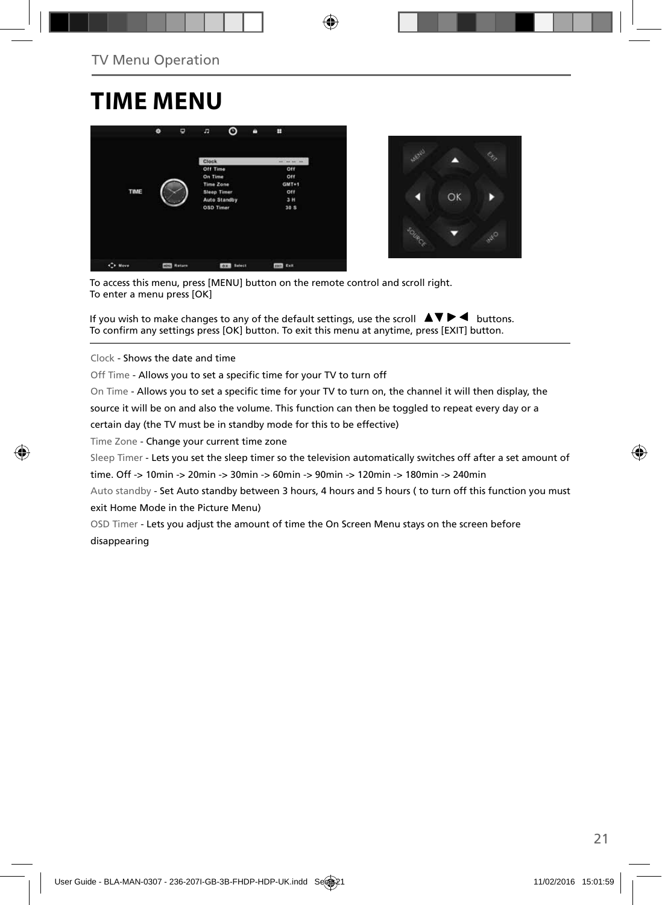## TV Menu Operation

# TIME MENU

To access this menu, press [MENU] button on the remote control and scroll right.
To enter a menu press [OK]

If you wish to make changes to any of the default settings, use the scroll ▲▼▶◀ buttons.
To confirm any settings press [OK] button. To exit this menu at anytime, press [EXIT] button.

Clock - Shows the date and time

Off Time - Allows you to set a specific time for your TV to turn off

On Time - Allows you to set a specific time for your TV to turn on, the channel it will then display, the source it will be on and also the volume. This function can then be toggled to repeat every day or a certain day (the TV must be in standby mode for this to be effective)

Time Zone - Change your current time zone

Sleep Timer - Lets you set the sleep timer so the television automatically switches off after a set amount of time. Off -> 10min -> 20min -> 30min -> 60min -> 90min -> 120min -> 180min -> 240min

Auto standby - Set Auto standby between 3 hours, 4 hours and 5 hours ( to turn off this function you must exit Home Mode in the Picture Menu)

OSD Timer - Lets you adjust the amount of time the On Screen Menu stays on the screen before disappearing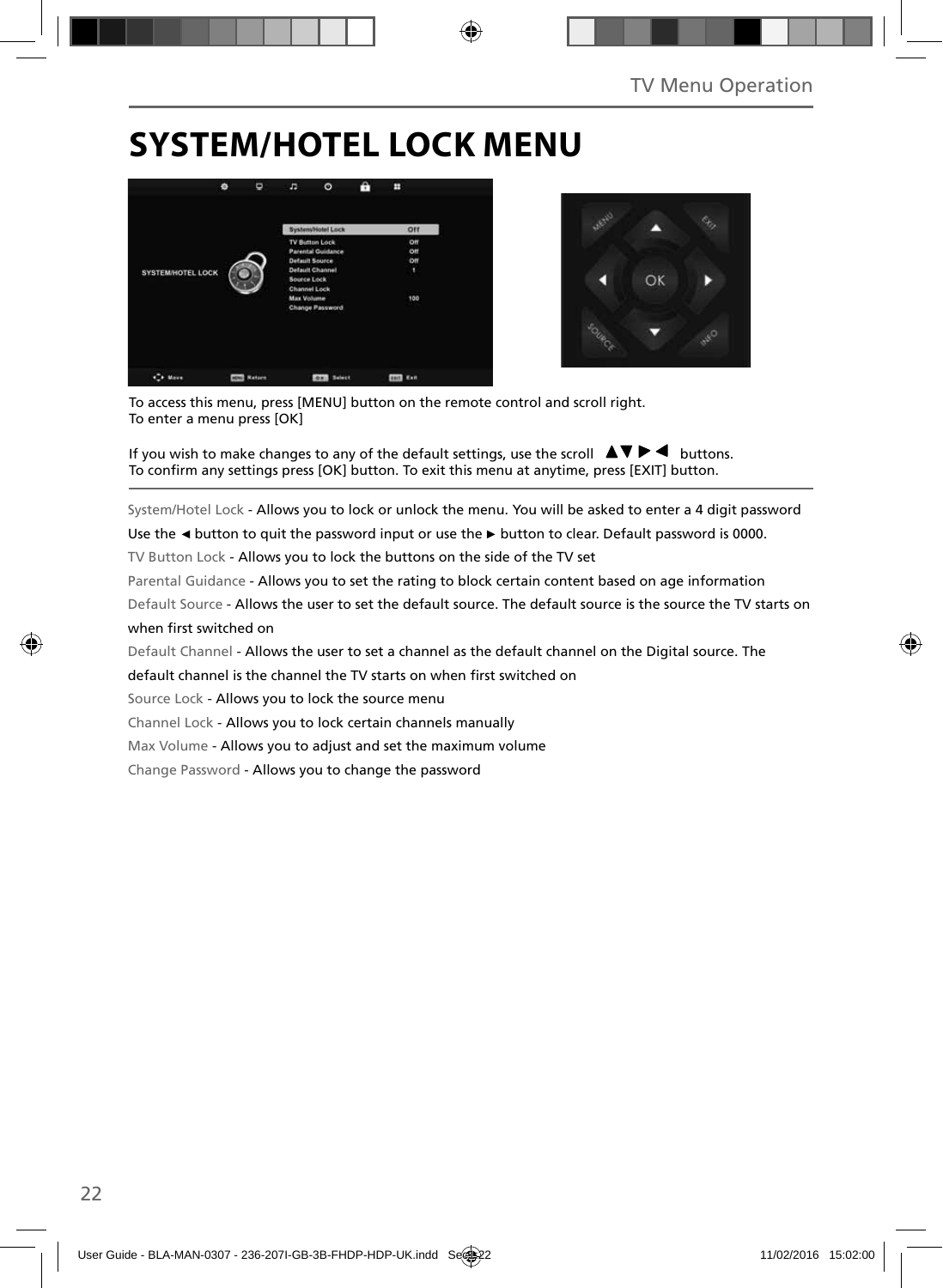# SYSTEM/HOTEL LOCK MENU

To access this menu, press [MENU] button on the remote control and scroll right.
To enter a menu press [OK]

If you wish to make changes to any of the default settings, use the scroll ▲▼▶◀ buttons.
To confirm any settings press [OK] button. To exit this menu at anytime, press [EXIT] button.

System/Hotel Lock - Allows you to lock or unlock the menu. You will be asked to enter a 4 digit password
Use the ◄ button to quit the password input or use the ► button to clear. Default password is 0000.

TV Button Lock - Allows you to lock the buttons on the side of the TV set

Parental Guidance - Allows you to set the rating to block certain content based on age information

Default Source - Allows the user to set the default source. The default source is the source the TV starts on when first switched on

Default Channel - Allows the user to set a channel as the default channel on the Digital source. The default channel is the channel the TV starts on when first switched on

Source Lock - Allows you to lock the source menu

Channel Lock - Allows you to lock certain channels manually

Max Volume - Allows you to adjust and set the maximum volume

Change Password - Allows you to change the password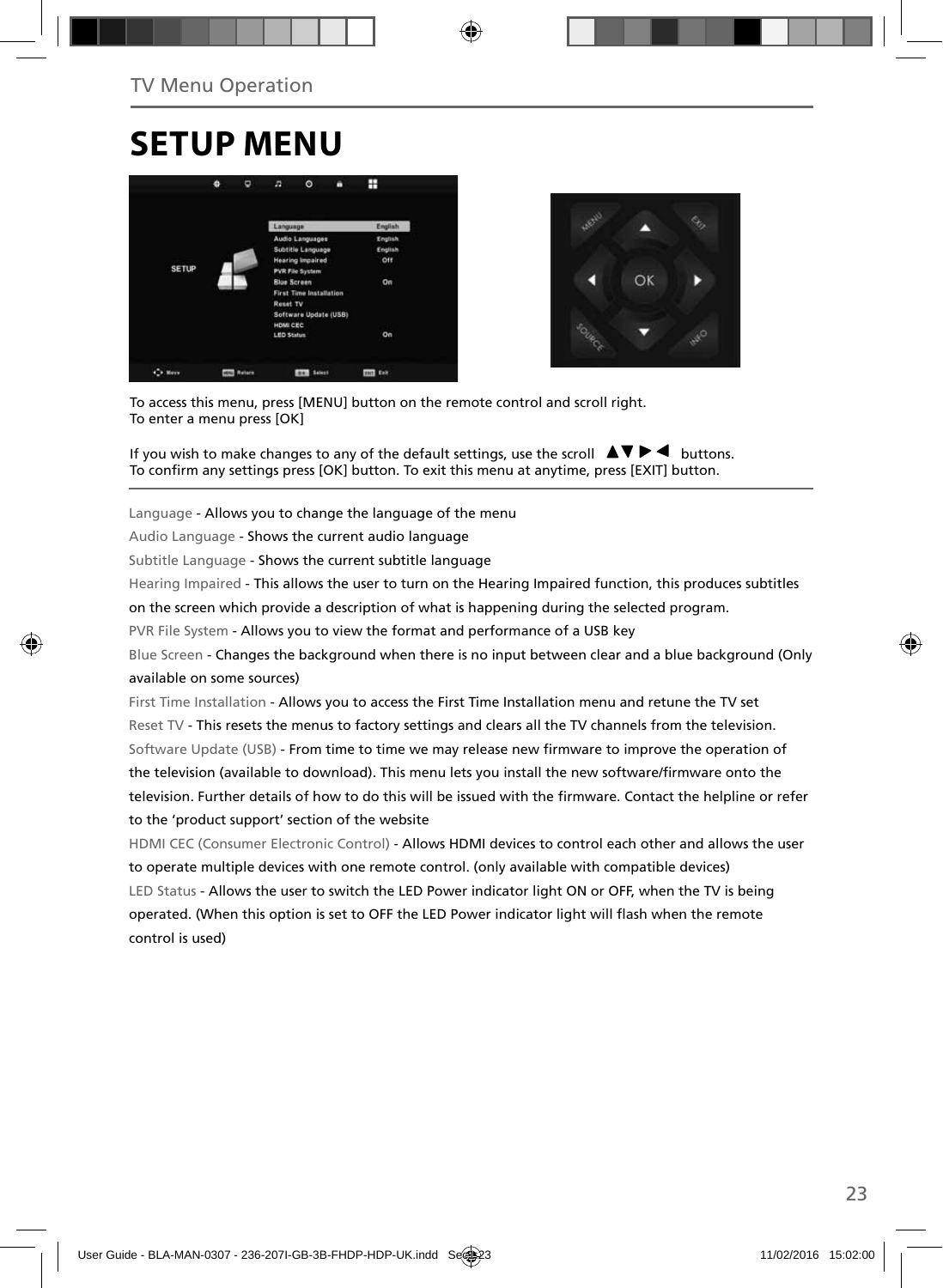TV Menu Operation

# SETUP MENU

To access this menu, press [MENU] button on the remote control and scroll right.
To enter a menu press [OK]

If you wish to make changes to any of the default settings, use the scroll ▲▼▶◀ buttons.
To confirm any settings press [OK] button. To exit this menu at anytime, press [EXIT] button.

Language - Allows you to change the language of the menu

Audio Language - Shows the current audio language

Subtitle Language - Shows the current subtitle language

Hearing Impaired - This allows the user to turn on the Hearing Impaired function, this produces subtitles on the screen which provide a description of what is happening during the selected program.

PVR File System - Allows you to view the format and performance of a USB key

Blue Screen - Changes the background when there is no input between clear and a blue background (Only available on some sources)

First Time Installation - Allows you to access the First Time Installation menu and retune the TV set

Reset TV - This resets the menus to factory settings and clears all the TV channels from the television.

Software Update (USB) - From time to time we may release new firmware to improve the operation of the television (available to download). This menu lets you install the new software/firmware onto the television. Further details of how to do this will be issued with the firmware. Contact the helpline or refer to the 'product support' section of the website

HDMI CEC (Consumer Electronic Control) - Allows HDMI devices to control each other and allows the user to operate multiple devices with one remote control. (only available with compatible devices)

LED Status - Allows the user to switch the LED Power indicator light ON or OFF, when the TV is being operated. (When this option is set to OFF the LED Power indicator light will flash when the remote control is used)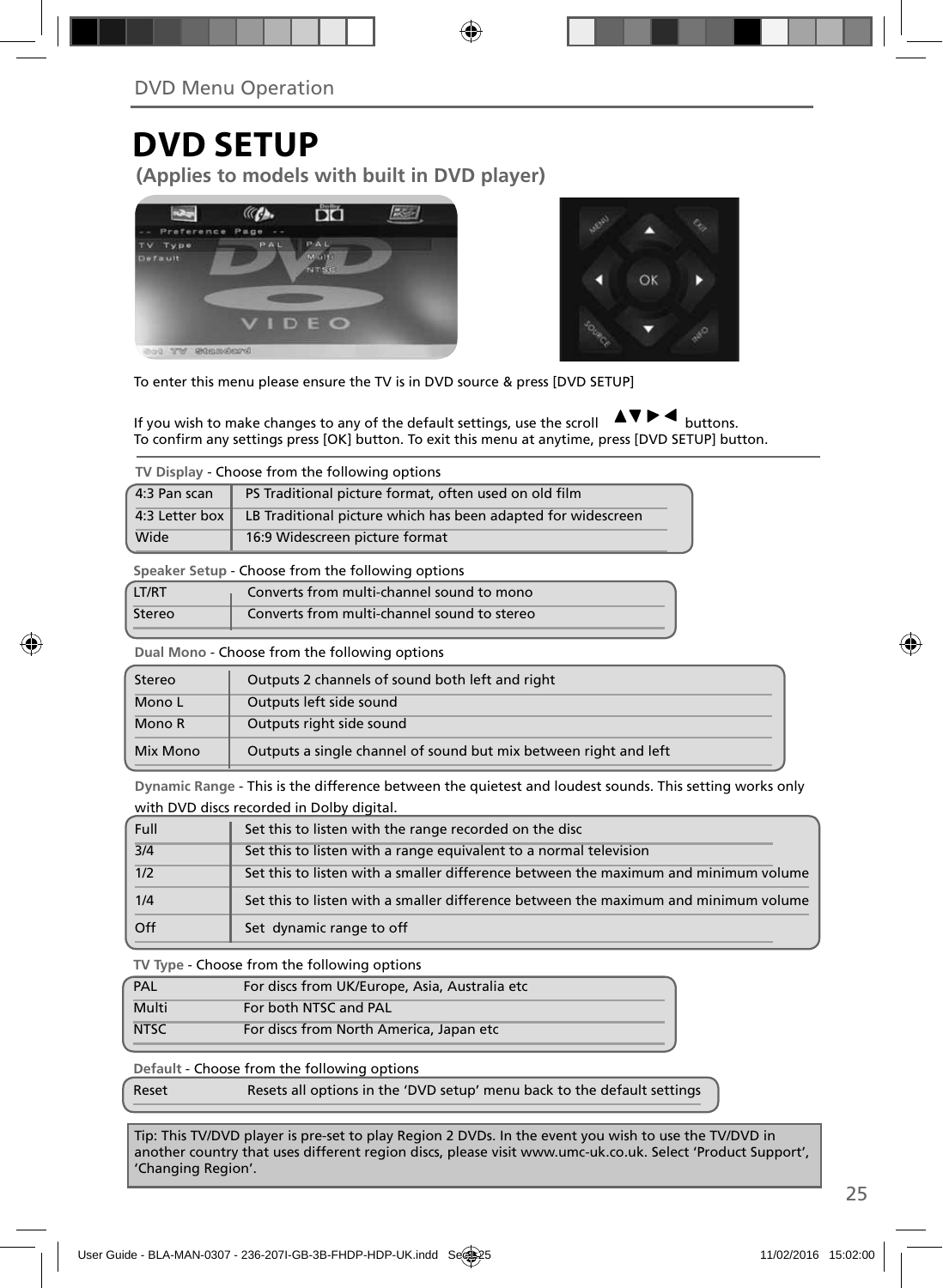## DVD Menu Operation

# DVD SETUP

**(Applies to models with built in DVD player)**

To enter this menu please ensure the TV is in DVD source & press [DVD SETUP]

If you wish to make changes to any of the default settings, use the scroll ▲▼►◄ buttons.
To confirm any settings press [OK] button. To exit this menu at anytime, press [DVD SETUP] button.

**TV Display** - Choose from the following options

| | |
|---|---|
| 4:3 Pan scan | PS Traditional picture format, often used on old film |
| 4:3 Letter box | LB Traditional picture which has been adapted for widescreen |
| Wide | 16:9 Widescreen picture format |

**Speaker Setup** - Choose from the following options

| | |
|---|---|
| LT/RT | Converts from multi-channel sound to mono |
| Stereo | Converts from multi-channel sound to stereo |

**Dual Mono** - Choose from the following options

| | |
|---|---|
| Stereo | Outputs 2 channels of sound both left and right |
| Mono L | Outputs left side sound |
| Mono R | Outputs right side sound |
| Mix Mono | Outputs a single channel of sound but mix between right and left |

**Dynamic Range** - This is the difference between the quietest and loudest sounds. This setting works only with DVD discs recorded in Dolby digital.

| | |
|---|---|
| Full | Set this to listen with the range recorded on the disc |
| 3/4 | Set this to listen with a range equivalent to a normal television |
| 1/2 | Set this to listen with a smaller difference between the maximum and minimum volume |
| 1/4 | Set this to listen with a smaller difference between the maximum and minimum volume |
| Off | Set dynamic range to off |

**TV Type** - Choose from the following options

| | |
|---|---|
| PAL | For discs from UK/Europe, Asia, Australia etc |
| Multi | For both NTSC and PAL |
| NTSC | For discs from North America, Japan etc |

**Default** - Choose from the following options

| | |
|---|---|
| Reset | Resets all options in the 'DVD setup' menu back to the default settings |

Tip: This TV/DVD player is pre-set to play Region 2 DVDs. In the event you wish to use the TV/DVD in another country that uses different region discs, please visit www.umc-uk.co.uk. Select 'Product Support', 'Changing Region'.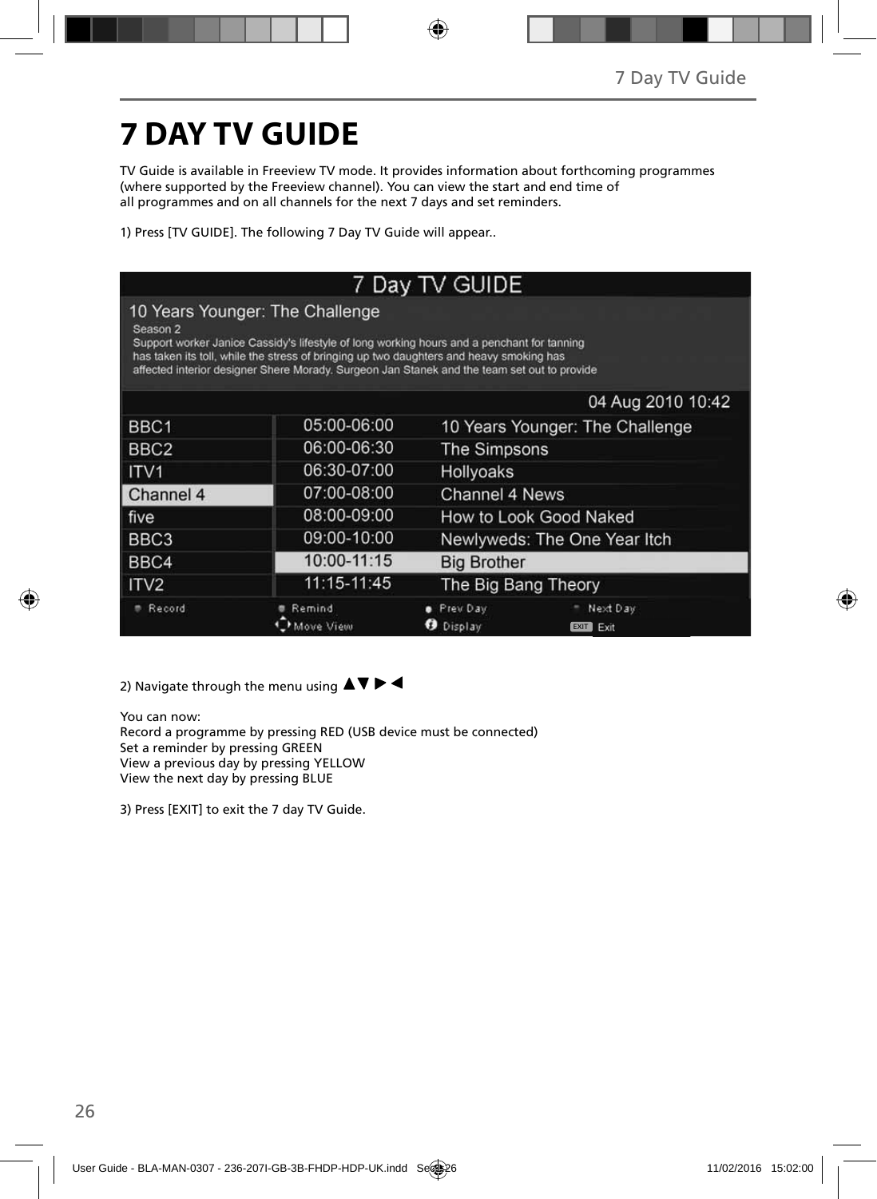# 7 DAY TV GUIDE

TV Guide is available in Freeview TV mode. It provides information about forthcoming programmes (where supported by the Freeview channel). You can view the start and end time of all programmes and on all channels for the next 7 days and set reminders.

1) Press [TV GUIDE]. The following 7 Day TV Guide will appear..

7 Day TV GUIDE

10 Years Younger: The Challenge

Season 2

Support worker Janice Cassidy's lifestyle of long working hours and a penchant for tanning has taken its toll, while the stress of bringing up two daughters and heavy smoking has affected interior designer Shere Morady. Surgeon Jan Stanek and the team set out to provide

04 Aug 2010 10:42

| Channel | Time | Programme |
|---|---|---|
| BBC1 | 05:00-06:00 | 10 Years Younger: The Challenge |
| BBC2 | 06:00-06:30 | The Simpsons |
| ITV1 | 06:30-07:00 | Hollyoaks |
| Channel 4 | 07:00-08:00 | Channel 4 News |
| five | 08:00-09:00 | How to Look Good Naked |
| BBC3 | 09:00-10:00 | Newlyweds: The One Year Itch |
| BBC4 | 10:00-11:15 | Big Brother |
| ITV2 | 11:15-11:45 | The Big Bang Theory |

Record | Remind | Prev Day | Next Day | Move View | Display | EXIT Exit

2) Navigate through the menu using ▲▼►◄

You can now:
Record a programme by pressing RED (USB device must be connected)
Set a reminder by pressing GREEN
View a previous day by pressing YELLOW
View the next day by pressing BLUE

3) Press [EXIT] to exit the 7 day TV Guide.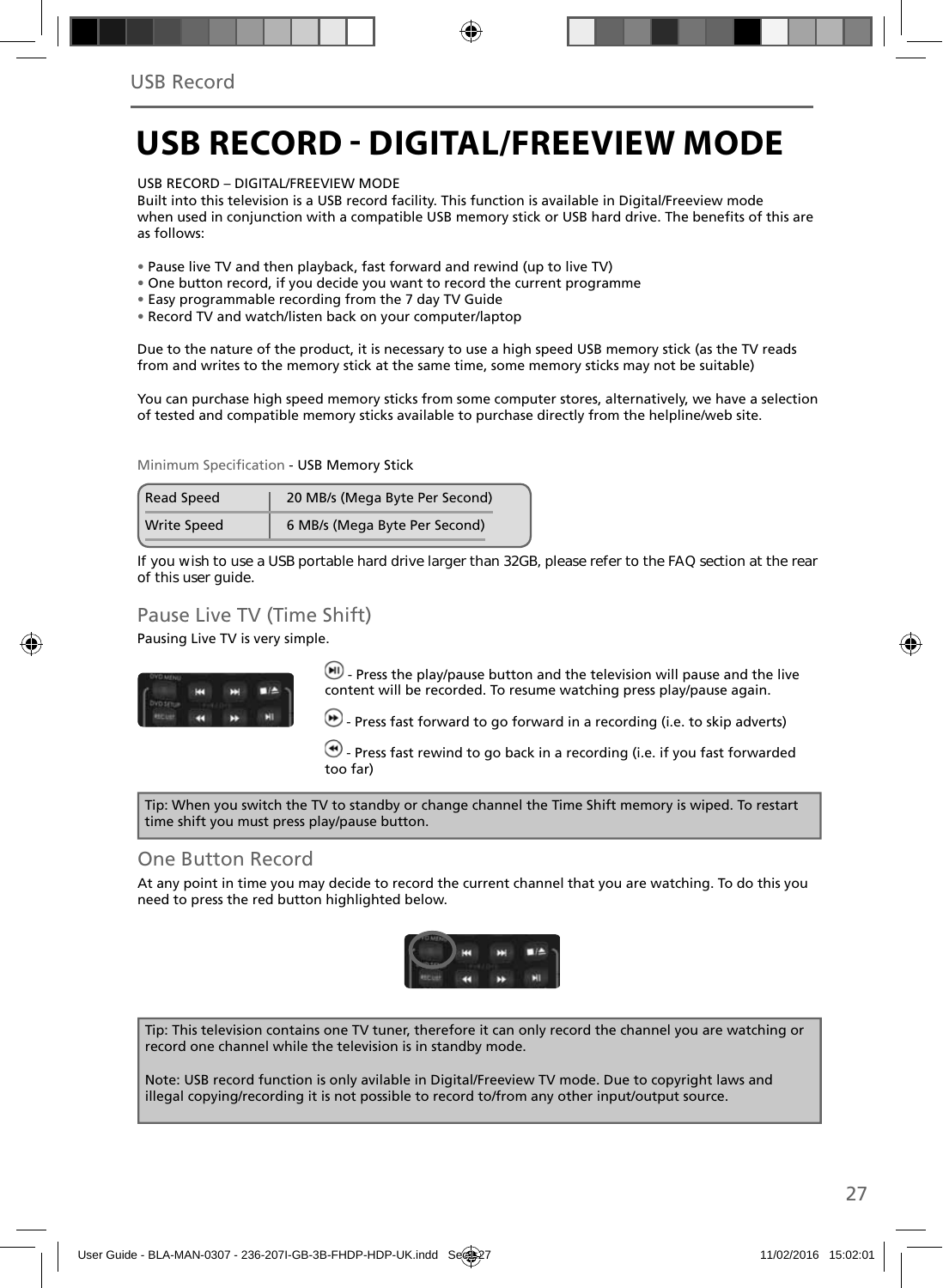# USB RECORD - DIGITAL/FREEVIEW MODE

USB RECORD – DIGITAL/FREEVIEW MODE
Built into this television is a USB record facility. This function is available in Digital/Freeview mode when used in conjunction with a compatible USB memory stick or USB hard drive. The benefits of this are as follows:

- Pause live TV and then playback, fast forward and rewind (up to live TV)
- One button record, if you decide you want to record the current programme
- Easy programmable recording from the 7 day TV Guide
- Record TV and watch/listen back on your computer/laptop

Due to the nature of the product, it is necessary to use a high speed USB memory stick (as the TV reads from and writes to the memory stick at the same time, some memory sticks may not be suitable)

You can purchase high speed memory sticks from some computer stores, alternatively, we have a selection of tested and compatible memory sticks available to purchase directly from the helpline/web site.

Minimum Specification - USB Memory Stick

| Read Speed | 20 MB/s (Mega Byte Per Second) |
|---|---|
| Write Speed | 6 MB/s (Mega Byte Per Second) |

If you wish to use a USB portable hard drive larger than 32GB, please refer to the FAQ section at the rear of this user guide.

## Pause Live TV (Time Shift)

Pausing Live TV is very simple.

- Press the play/pause button and the television will pause and the live content will be recorded. To resume watching press play/pause again.

- Press fast forward to go forward in a recording (i.e. to skip adverts)

- Press fast rewind to go back in a recording (i.e. if you fast forwarded too far)

Tip: When you switch the TV to standby or change channel the Time Shift memory is wiped. To restart time shift you must press play/pause button.

## One Button Record

At any point in time you may decide to record the current channel that you are watching. To do this you need to press the red button highlighted below.

Tip: This television contains one TV tuner, therefore it can only record the channel you are watching or record one channel while the television is in standby mode.

Note: USB record function is only avilable in Digital/Freeview TV mode. Due to copyright laws and illegal copying/recording it is not possible to record to/from any other input/output source.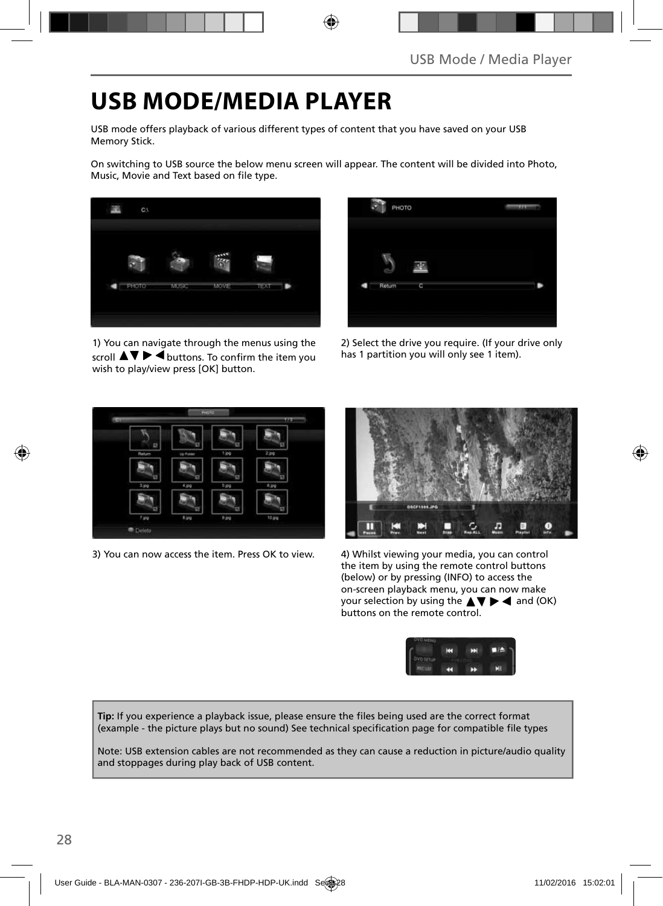# USB MODE/MEDIA PLAYER

USB mode offers playback of various different types of content that you have saved on your USB Memory Stick.

On switching to USB source the below menu screen will appear. The content will be divided into Photo, Music, Movie and Text based on file type.

1) You can navigate through the menus using the scroll ▲▼ ▶ ◀ buttons. To confirm the item you wish to play/view press [OK] button.

2) Select the drive you require. (If your drive only has 1 partition you will only see 1 item).

3) You can now access the item. Press OK to view.

4) Whilst viewing your media, you can control the item by using the remote control buttons (below) or by pressing (INFO) to access the on-screen playback menu, you can now make your selection by using the ▲▼ ▶ ◀ and (OK) buttons on the remote control.

**Tip:** If you experience a playback issue, please ensure the files being used are the correct format (example - the picture plays but no sound) See technical specification page for compatible file types

Note: USB extension cables are not recommended as they can cause a reduction in picture/audio quality and stoppages during play back of USB content.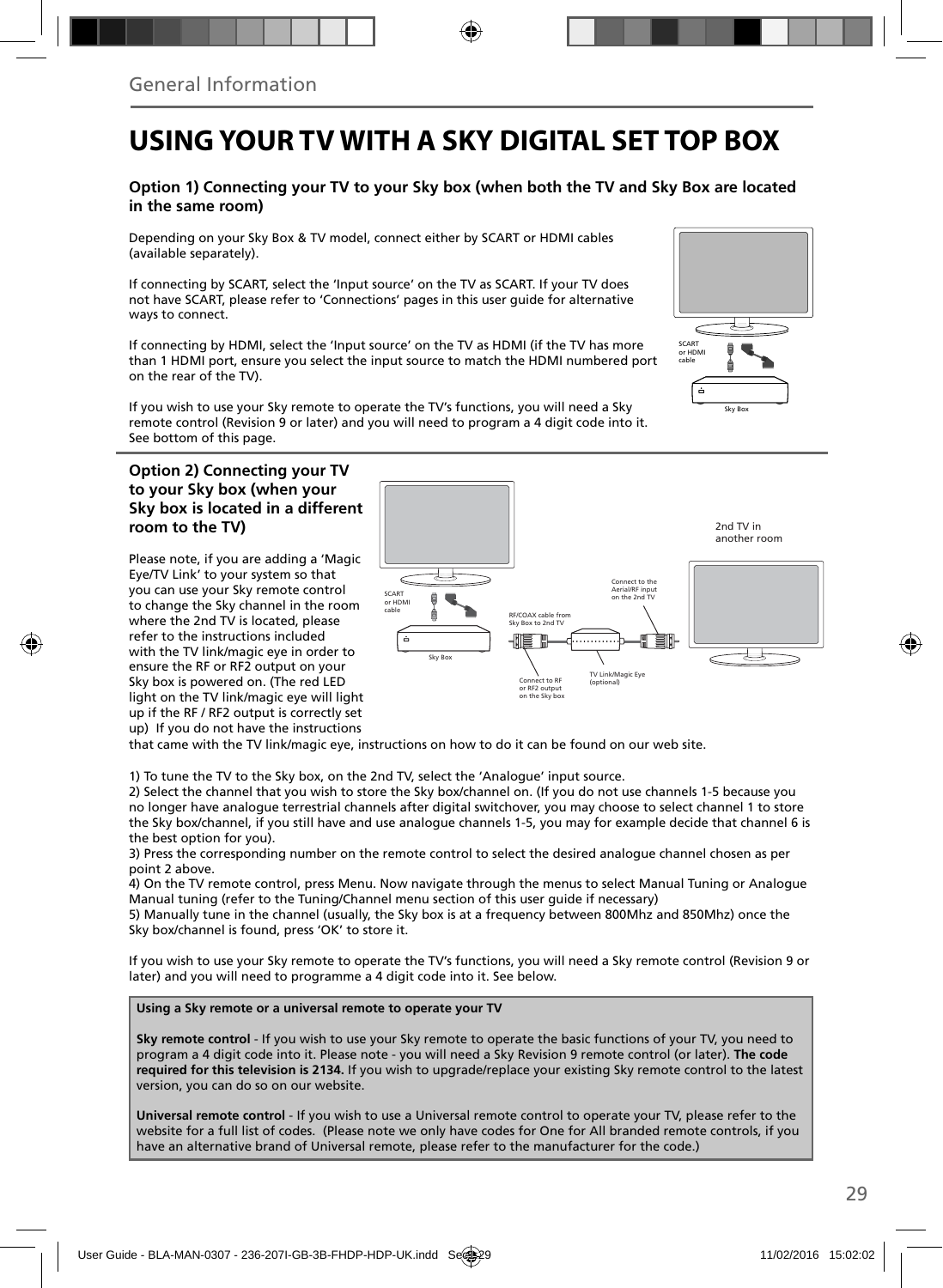General Information

# USING YOUR TV WITH A SKY DIGITAL SET TOP BOX

### Option 1) Connecting your TV to your Sky box (when both the TV and Sky Box are located in the same room)

Depending on your Sky Box & TV model, connect either by SCART or HDMI cables (available separately).

If connecting by SCART, select the 'Input source' on the TV as SCART. If your TV does not have SCART, please refer to 'Connections' pages in this user guide for alternative ways to connect.

If connecting by HDMI, select the 'Input source' on the TV as HDMI (if the TV has more than 1 HDMI port, ensure you select the input source to match the HDMI numbered port on the rear of the TV).

If you wish to use your Sky remote to operate the TV's functions, you will need a Sky remote control (Revision 9 or later) and you will need to program a 4 digit code into it. See bottom of this page.

SCART or HDMI cable

Sky Box

### Option 2) Connecting your TV to your Sky box (when your Sky box is located in a different room to the TV)

Please note, if you are adding a 'Magic Eye/TV Link' to your system so that you can use your Sky remote control to change the Sky channel in the room where the 2nd TV is located, please refer to the instructions included with the TV link/magic eye in order to ensure the RF or RF2 output on your Sky box is powered on. (The red LED light on the TV link/magic eye will light up if the RF / RF2 output is correctly set up) If you do not have the instructions that came with the TV link/magic eye, instructions on how to do it can be found on our web site.

2nd TV in another room

SCART or HDMI cable

Sky Box

RF/COAX cable from Sky Box to 2nd TV

Connect to the Aerial/RF input on the 2nd TV

Connect to RF or RF2 output on the Sky box

TV Link/Magic Eye (optional)

1) To tune the TV to the Sky box, on the 2nd TV, select the 'Analogue' input source.
2) Select the channel that you wish to store the Sky box/channel on. (If you do not use channels 1-5 because you no longer have analogue terrestrial channels after digital switchover, you may choose to select channel 1 to store the Sky box/channel, if you still have and use analogue channels 1-5, you may for example decide that channel 6 is the best option for you).
3) Press the corresponding number on the remote control to select the desired analogue channel chosen as per point 2 above.
4) On the TV remote control, press Menu. Now navigate through the menus to select Manual Tuning or Analogue Manual tuning (refer to the Tuning/Channel menu section of this user guide if necessary)
5) Manually tune in the channel (usually, the Sky box is at a frequency between 800Mhz and 850Mhz) once the Sky box/channel is found, press 'OK' to store it.

If you wish to use your Sky remote to operate the TV's functions, you will need a Sky remote control (Revision 9 or later) and you will need to programme a 4 digit code into it. See below.

**Using a Sky remote or a universal remote to operate your TV**

**Sky remote control** - If you wish to use your Sky remote to operate the basic functions of your TV, you need to program a 4 digit code into it. Please note - you will need a Sky Revision 9 remote control (or later). **The code required for this television is 2134.** If you wish to upgrade/replace your existing Sky remote control to the latest version, you can do so on our website.

**Universal remote control** - If you wish to use a Universal remote control to operate your TV, please refer to the website for a full list of codes. (Please note we only have codes for One for All branded remote controls, if you have an alternative brand of Universal remote, please refer to the manufacturer for the code.)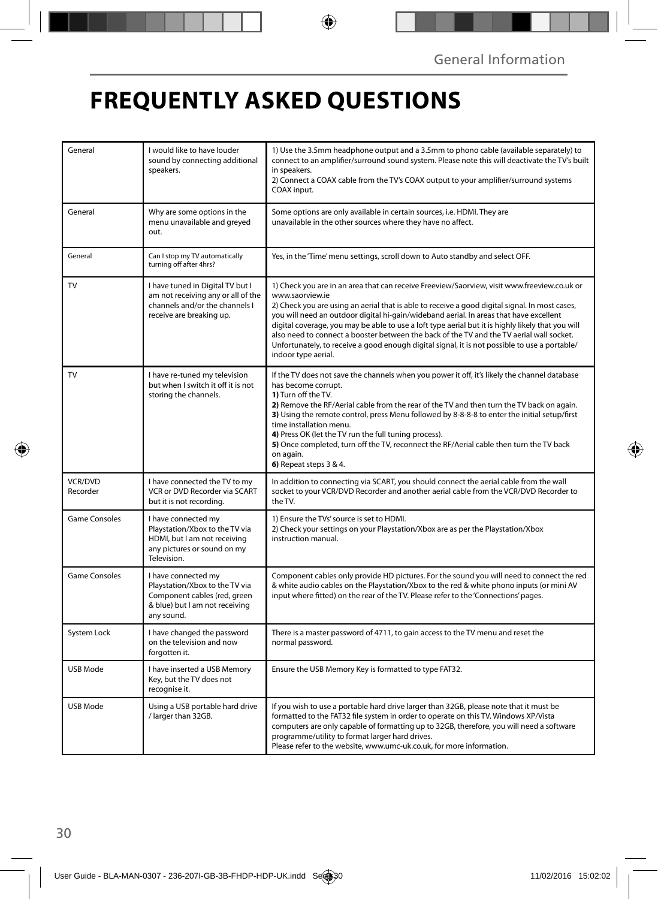# FREQUENTLY ASKED QUESTIONS

| | | |
|---|---|---|
| General | I would like to have louder sound by connecting additional speakers. | 1) Use the 3.5mm headphone output and a 3.5mm to phono cable (available separately) to connect to an amplifier/surround sound system. Please note this will deactivate the TV's built in speakers.<br>2) Connect a COAX cable from the TV's COAX output to your amplifier/surround systems COAX input. |
| General | Why are some options in the menu unavailable and greyed out. | Some options are only available in certain sources, i.e. HDMI. They are unavailable in the other sources where they have no affect. |
| General | Can I stop my TV automatically turning off after 4hrs? | Yes, in the 'Time' menu settings, scroll down to Auto standby and select OFF. |
| TV | I have tuned in Digital TV but I am not receiving any or all of the channels and/or the channels I receive are breaking up. | 1) Check you are in an area that can receive Freeview/Saorview, visit www.freeview.co.uk or www.saorview.ie<br>2) Check you are using an aerial that is able to receive a good digital signal. In most cases, you will need an outdoor digital hi-gain/wideband aerial. In areas that have excellent digital coverage, you may be able to use a loft type aerial but it is highly likely that you will also need to connect a booster between the back of the TV and the TV aerial wall socket. Unfortunately, to receive a good enough digital signal, it is not possible to use a portable/ indoor type aerial. |
| TV | I have re-tuned my television but when I switch it off it is not storing the channels. | If the TV does not save the channels when you power it off, it's likely the channel database has become corrupt.<br>**1)** Turn off the TV.<br>**2)** Remove the RF/Aerial cable from the rear of the TV and then turn the TV back on again.<br>**3)** Using the remote control, press Menu followed by 8-8-8-8 to enter the initial setup/first time installation menu.<br>**4)** Press OK (let the TV run the full tuning process).<br>**5)** Once completed, turn off the TV, reconnect the RF/Aerial cable then turn the TV back on again.<br>**6)** Repeat steps 3 & 4. |
| VCR/DVD Recorder | I have connected the TV to my VCR or DVD Recorder via SCART but it is not recording. | In addition to connecting via SCART, you should connect the aerial cable from the wall socket to your VCR/DVD Recorder and another aerial cable from the VCR/DVD Recorder to the TV. |
| Game Consoles | I have connected my Playstation/Xbox to the TV via HDMI, but I am not receiving any pictures or sound on my Television. | 1) Ensure the TVs' source is set to HDMI.<br>2) Check your settings on your Playstation/Xbox are as per the Playstation/Xbox instruction manual. |
| Game Consoles | I have connected my Playstation/Xbox to the TV via Component cables (red, green & blue) but I am not receiving any sound. | Component cables only provide HD pictures. For the sound you will need to connect the red & white audio cables on the Playstation/Xbox to the red & white phono inputs (or mini AV input where fitted) on the rear of the TV. Please refer to the 'Connections' pages. |
| System Lock | I have changed the password on the television and now forgotten it. | There is a master password of 4711, to gain access to the TV menu and reset the normal password. |
| USB Mode | I have inserted a USB Memory Key, but the TV does not recognise it. | Ensure the USB Memory Key is formatted to type FAT32. |
| USB Mode | Using a USB portable hard drive / larger than 32GB. | If you wish to use a portable hard drive larger than 32GB, please note that it must be formatted to the FAT32 file system in order to operate on this TV. Windows XP/Vista computers are only capable of formatting up to 32GB, therefore, you will need a software programme/utility to format larger hard drives.<br>Please refer to the website, www.umc-uk.co.uk, for more information. |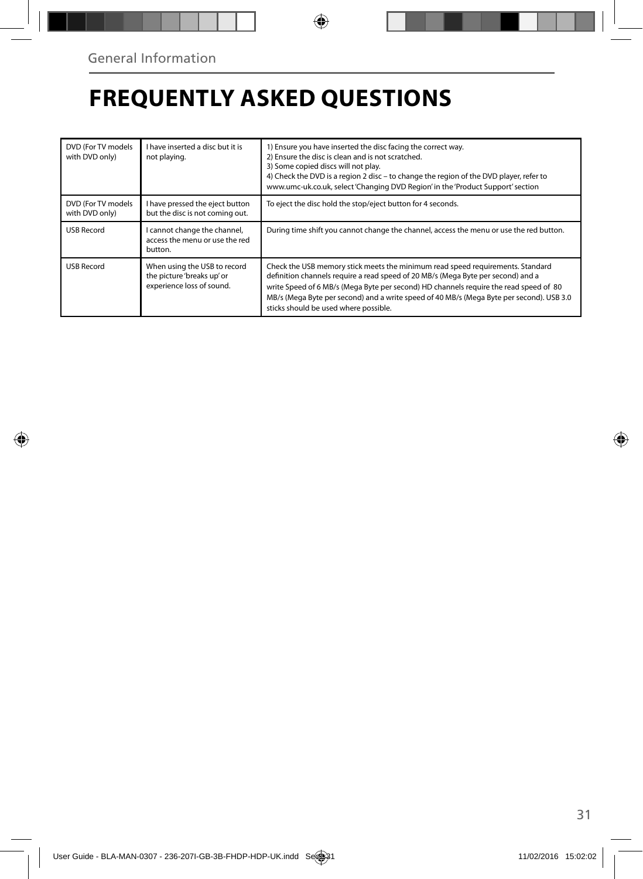General Information

# FREQUENTLY ASKED QUESTIONS

| | | |
|---|---|---|
| DVD (For TV models with DVD only) | I have inserted a disc but it is not playing. | 1) Ensure you have inserted the disc facing the correct way.<br>2) Ensure the disc is clean and is not scratched.<br>3) Some copied discs will not play.<br>4) Check the DVD is a region 2 disc – to change the region of the DVD player, refer to www.umc-uk.co.uk, select 'Changing DVD Region' in the 'Product Support' section |
| DVD (For TV models with DVD only) | I have pressed the eject button but the disc is not coming out. | To eject the disc hold the stop/eject button for 4 seconds. |
| USB Record | I cannot change the channel, access the menu or use the red button. | During time shift you cannot change the channel, access the menu or use the red button. |
| USB Record | When using the USB to record the picture 'breaks up' or experience loss of sound. | Check the USB memory stick meets the minimum read speed requirements. Standard definition channels require a read speed of 20 MB/s (Mega Byte per second) and a write Speed of 6 MB/s (Mega Byte per second) HD channels require the read speed of 80 MB/s (Mega Byte per second) and a write speed of 40 MB/s (Mega Byte per second). USB 3.0 sticks should be used where possible. |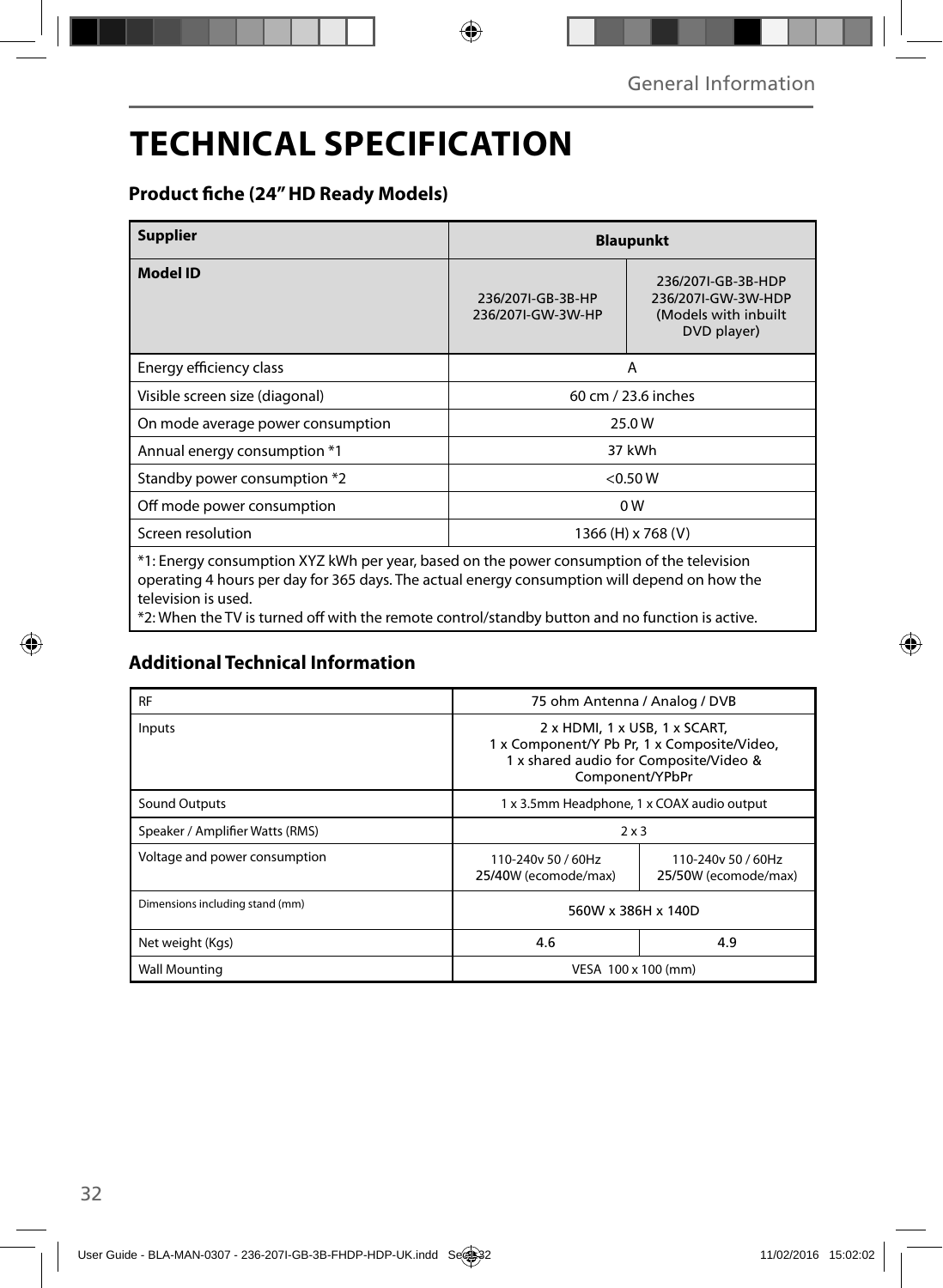# TECHNICAL SPECIFICATION

### Product fiche (24" HD Ready Models)

| **Supplier** | **Blaupunkt** | |
|---|---|---|
| **Model ID** | 236/207I-GB-3B-HP<br>236/207I-GW-3W-HP | 236/207I-GB-3B-HDP<br>236/207I-GW-3W-HDP<br>(Models with inbuilt DVD player) |
| Energy efficiency class | A | |
| Visible screen size (diagonal) | 60 cm / 23.6 inches | |
| On mode average power consumption | 25.0 W | |
| Annual energy consumption *1 | 37 kWh | |
| Standby power consumption *2 | <0.50 W | |
| Off mode power consumption | 0 W | |
| Screen resolution | 1366 (H) x 768 (V) | |

*1: Energy consumption XYZ kWh per year, based on the power consumption of the television operating 4 hours per day for 365 days. The actual energy consumption will depend on how the television is used.
*2: When the TV is turned off with the remote control/standby button and no function is active.

### Additional Technical Information

| RF | 75 ohm Antenna / Analog / DVB | |
|---|---|---|
| Inputs | 2 x HDMI, 1 x USB, 1 x SCART, 1 x Component/Y Pb Pr, 1 x Composite/Video, 1 x shared audio for Composite/Video & Component/YPbPr | |
| Sound Outputs | 1 x 3.5mm Headphone, 1 x COAX audio output | |
| Speaker / Amplifier Watts (RMS) | 2 x 3 | |
| Voltage and power consumption | 110-240v 50 / 60Hz<br>25/40W (ecomode/max) | 110-240v 50 / 60Hz<br>25/50W (ecomode/max) |
| Dimensions including stand (mm) | 560W x 386H x 140D | |
| Net weight (Kgs) | 4.6 | 4.9 |
| Wall Mounting | VESA 100 x 100 (mm) | |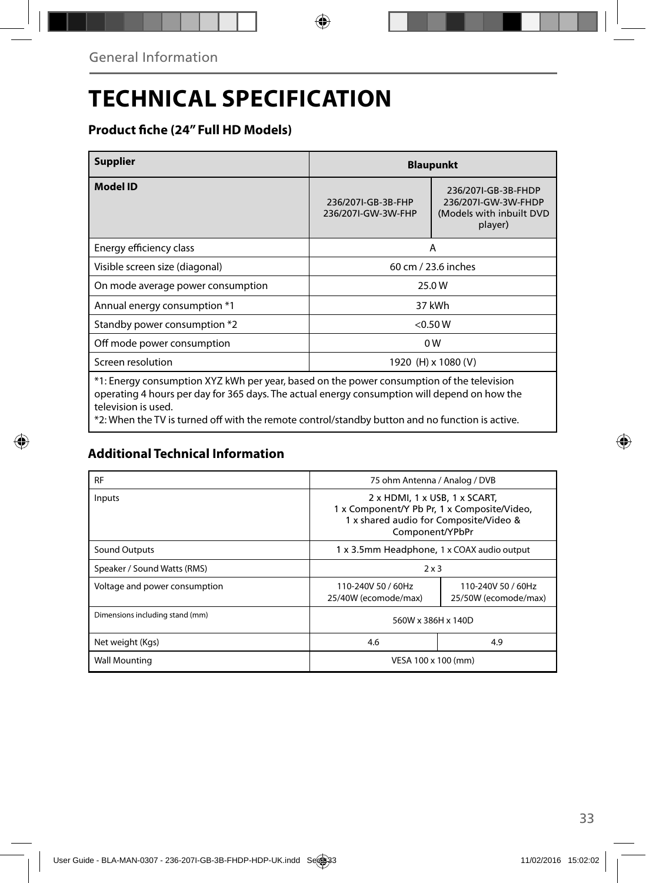General Information

# TECHNICAL SPECIFICATION

### Product fiche (24" Full HD Models)

| Supplier | Blaupunkt | |
|---|---|---|
| **Model ID** | 236/207I-GB-3B-FHP<br>236/207I-GW-3W-FHP | 236/207I-GB-3B-FHDP<br>236/207I-GW-3W-FHDP<br>(Models with inbuilt DVD player) |
| Energy efficiency class | A | |
| Visible screen size (diagonal) | 60 cm / 23.6 inches | |
| On mode average power consumption | 25.0 W | |
| Annual energy consumption *1 | 37 kWh | |
| Standby power consumption *2 | <0.50 W | |
| Off mode power consumption | 0 W | |
| Screen resolution | 1920 (H) x 1080 (V) | |

*1: Energy consumption XYZ kWh per year, based on the power consumption of the television operating 4 hours per day for 365 days. The actual energy consumption will depend on how the television is used.
*2: When the TV is turned off with the remote control/standby button and no function is active.

### Additional Technical Information

| RF | 75 ohm Antenna / Analog / DVB | |
|---|---|---|
| Inputs | 2 x HDMI, 1 x USB, 1 x SCART, 1 x Component/Y Pb Pr, 1 x Composite/Video, 1 x shared audio for Composite/Video & Component/YPbPr | |
| Sound Outputs | 1 x 3.5mm Headphone, 1 x COAX audio output | |
| Speaker / Sound Watts (RMS) | 2 x 3 | |
| Voltage and power consumption | 110-240V 50 / 60Hz<br>25/40W (ecomode/max) | 110-240V 50 / 60Hz<br>25/50W (ecomode/max) |
| Dimensions including stand (mm) | 560W x 386H x 140D | |
| Net weight (Kgs) | 4.6 | 4.9 |
| Wall Mounting | VESA 100 x 100 (mm) | |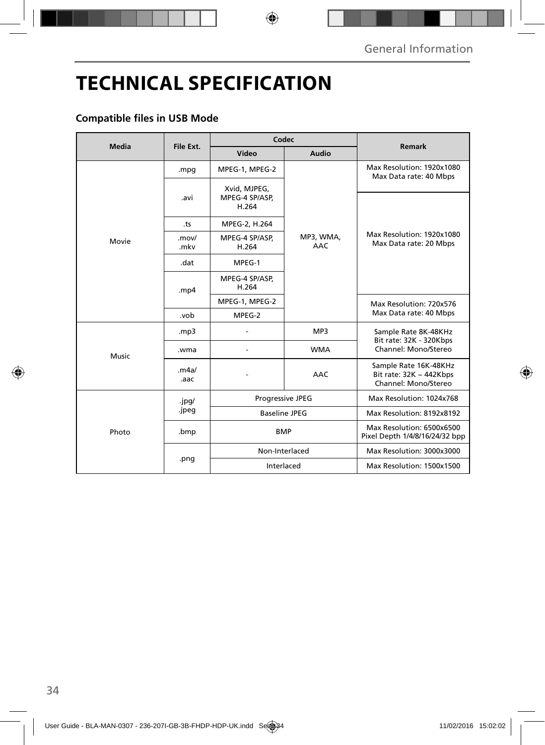# TECHNICAL SPECIFICATION

### Compatible files in USB Mode

| Media | File Ext. | Codec | | Remark |
|---|---|---|---|---|
| | | Video | Audio | |
| Movie | .mpg | MPEG-1, MPEG-2 | MP3, WMA, AAC | Max Resolution: 1920x1080 Max Data rate: 40 Mbps |
| | .avi | Xvid, MJPEG, MPEG-4 SP/ASP, H.264 | | Max Resolution: 1920x1080 Max Data rate: 20 Mbps |
| | .ts | MPEG-2, H.264 | | |
| | .mov/ .mkv | MPEG-4 SP/ASP, H.264 | | |
| | .dat | MPEG-1 | | |
| | .mp4 | MPEG-4 SP/ASP, H.264 | | |
| | | MPEG-1, MPEG-2 | | Max Resolution: 720x576 Max Data rate: 40 Mbps |
| | .vob | MPEG-2 | | |
| Music | .mp3 | - | MP3 | Sample Rate 8K-48KHz Bit rate: 32K - 320Kbps Channel: Mono/Stereo |
| | .wma | - | WMA | |
| | .m4a/ .aac | - | AAC | Sample Rate 16K-48KHz Bit rate: 32K ~ 442Kbps Channel: Mono/Stereo |
| Photo | .jpg/ .jpeg | Progressive JPEG | | Max Resolution: 1024x768 |
| | | Baseline JPEG | | Max Resolution: 8192x8192 |
| | .bmp | BMP | | Max Resolution: 6500x6500 Pixel Depth 1/4/8/16/24/32 bpp |
| | .png | Non-Interlaced | | Max Resolution: 3000x3000 |
| | | Interlaced | | Max Resolution: 1500x1500 |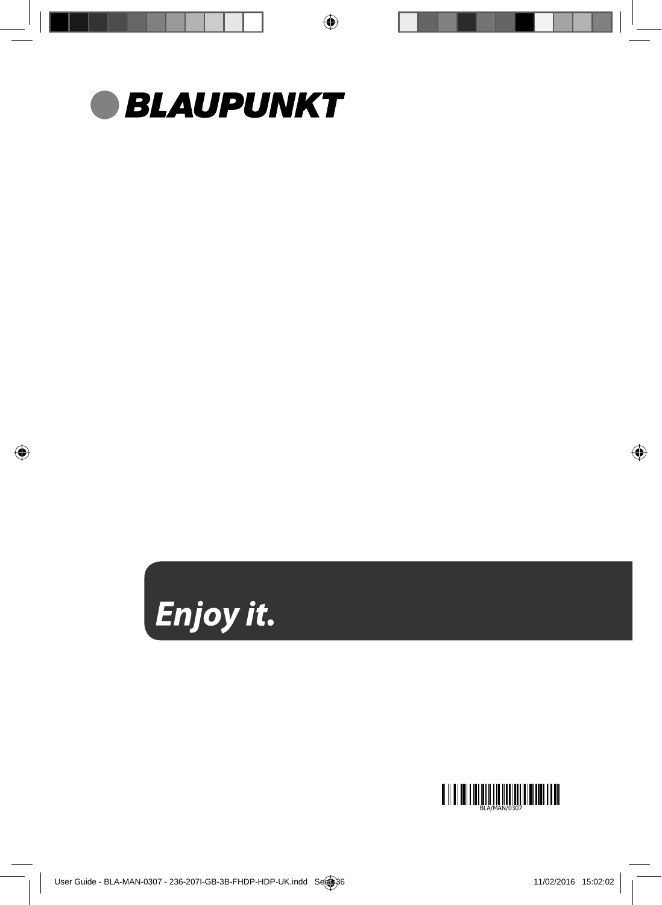BLAUPUNKT

Enjoy it.

BLA/MAN/0307